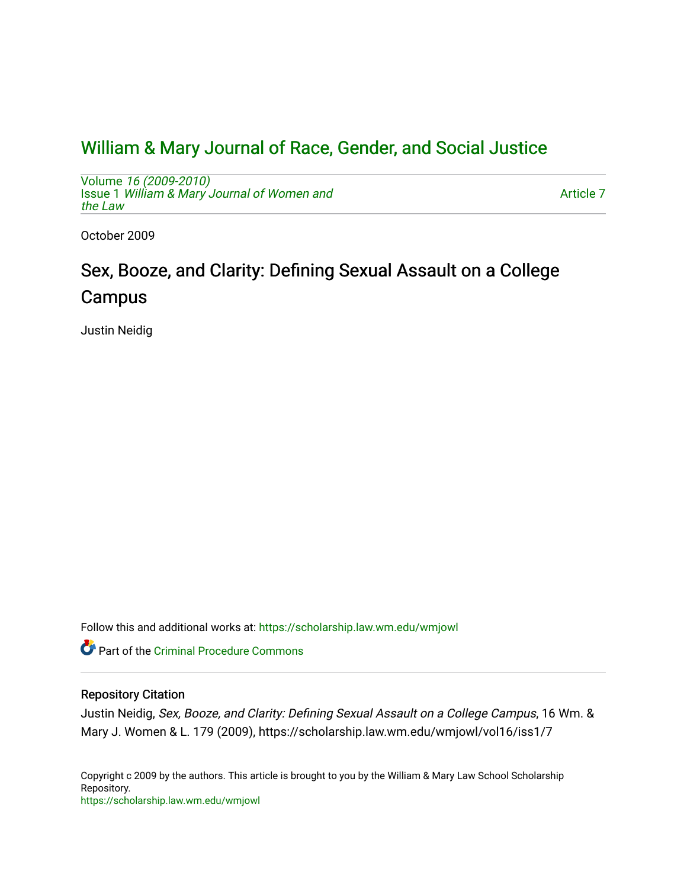# William & Mary Journal of Race, Gender, and Social Justice

Volume *16 (2009-2010)*
Issue 1 *William & Mary Journal of Women and the Law*

Article 7

October 2009

## Sex, Booze, and Clarity: Defining Sexual Assault on a College Campus

Justin Neidig

Follow this and additional works at: https://scholarship.law.wm.edu/wmjowl

Part of the Criminal Procedure Commons

### Repository Citation

Justin Neidig, *Sex, Booze, and Clarity: Defining Sexual Assault on a College Campus*, 16 Wm. & Mary J. Women & L. 179 (2009), https://scholarship.law.wm.edu/wmjowl/vol16/iss1/7

Copyright c 2009 by the authors. This article is brought to you by the William & Mary Law School Scholarship Repository.
https://scholarship.law.wm.edu/wmjowl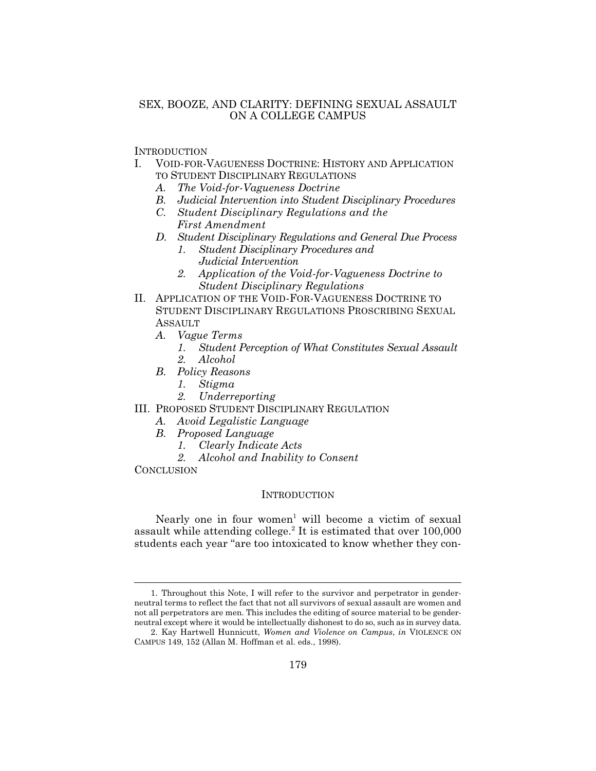# SEX, BOOZE, AND CLARITY: DEFINING SEXUAL ASSAULT ON A COLLEGE CAMPUS

INTRODUCTION

I. VOID-FOR-VAGUENESS DOCTRINE: HISTORY AND APPLICATION TO STUDENT DISCIPLINARY REGULATIONS
   - *A. The Void-for-Vagueness Doctrine*
   - *B. Judicial Intervention into Student Disciplinary Procedures*
   - *C. Student Disciplinary Regulations and the First Amendment*
   - *D. Student Disciplinary Regulations and General Due Process*
     - *1. Student Disciplinary Procedures and Judicial Intervention*
     - *2. Application of the Void-for-Vagueness Doctrine to Student Disciplinary Regulations*

II. APPLICATION OF THE VOID-FOR-VAGUENESS DOCTRINE TO STUDENT DISCIPLINARY REGULATIONS PROSCRIBING SEXUAL ASSAULT
   - *A. Vague Terms*
     - *1. Student Perception of What Constitutes Sexual Assault*
     - *2. Alcohol*
   - *B. Policy Reasons*
     - *1. Stigma*
     - *2. Underreporting*

III. PROPOSED STUDENT DISCIPLINARY REGULATION
   - *A. Avoid Legalistic Language*
   - *B. Proposed Language*
     - *1. Clearly Indicate Acts*
     - *2. Alcohol and Inability to Consent*

CONCLUSION

## INTRODUCTION

Nearly one in four women[1] will become a victim of sexual assault while attending college.[2] It is estimated that over 100,000 students each year "are too intoxicated to know whether they con-

---

1. Throughout this Note, I will refer to the survivor and perpetrator in gender-neutral terms to reflect the fact that not all survivors of sexual assault are women and not all perpetrators are men. This includes the editing of source material to be gender-neutral except where it would be intellectually dishonest to do so, such as in survey data.

2. Kay Hartwell Hunnicutt, *Women and Violence on Campus*, *in* VIOLENCE ON CAMPUS 149, 152 (Allan M. Hoffman et al. eds., 1998).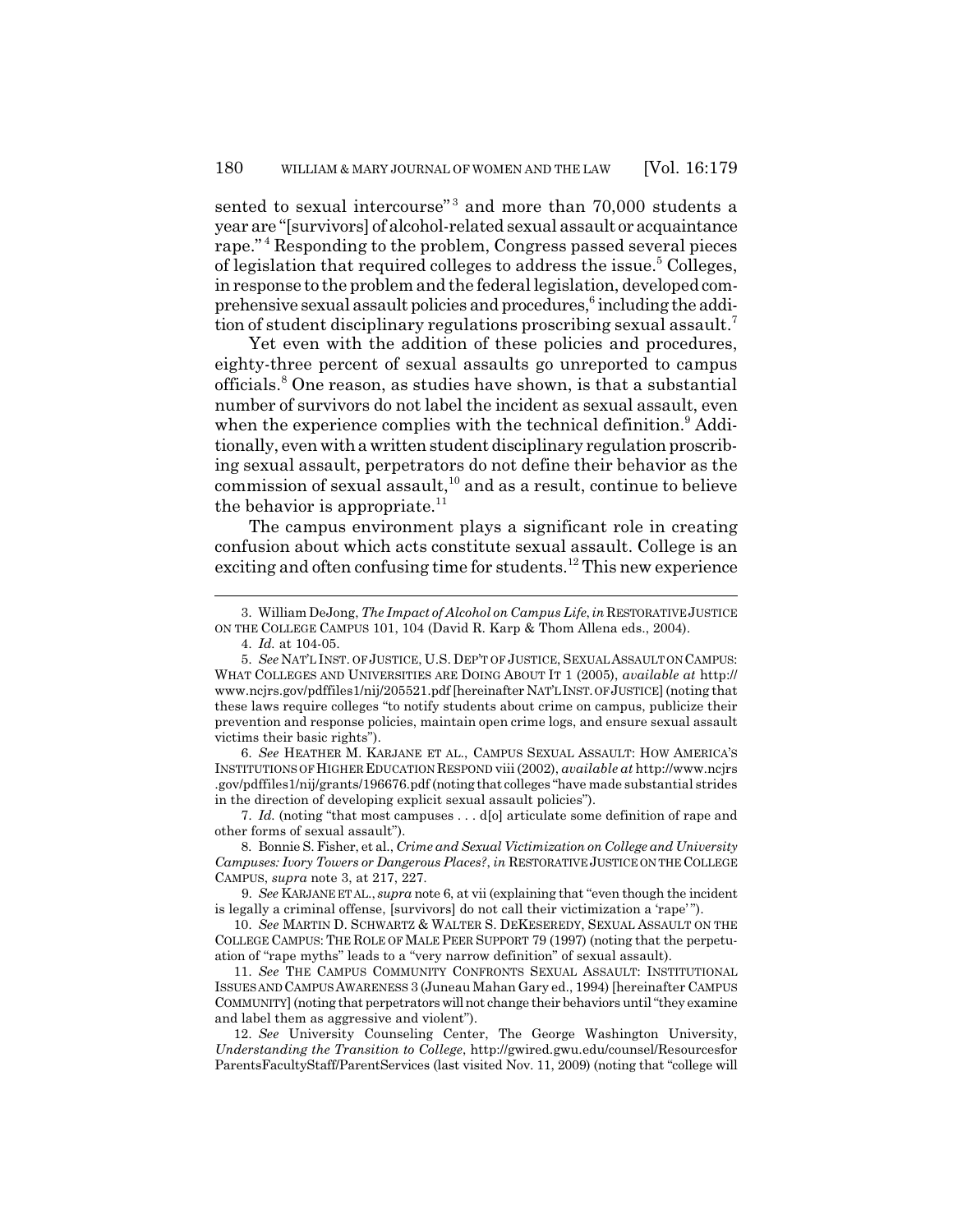sented to sexual intercourse"[3] and more than 70,000 students a year are "[survivors] of alcohol-related sexual assault or acquaintance rape."[4] Responding to the problem, Congress passed several pieces of legislation that required colleges to address the issue.[5] Colleges, in response to the problem and the federal legislation, developed comprehensive sexual assault policies and procedures,[6] including the addition of student disciplinary regulations proscribing sexual assault.[7]

Yet even with the addition of these policies and procedures, eighty-three percent of sexual assaults go unreported to campus officials.[8] One reason, as studies have shown, is that a substantial number of survivors do not label the incident as sexual assault, even when the experience complies with the technical definition.[9] Additionally, even with a written student disciplinary regulation proscribing sexual assault, perpetrators do not define their behavior as the commission of sexual assault,[10] and as a result, continue to believe the behavior is appropriate.[11]

The campus environment plays a significant role in creating confusion about which acts constitute sexual assault. College is an exciting and often confusing time for students.[12] This new experience

---

3. William DeJong, *The Impact of Alcohol on Campus Life*, *in* RESTORATIVE JUSTICE ON THE COLLEGE CAMPUS 101, 104 (David R. Karp & Thom Allena eds., 2004).

4. *Id.* at 104-05.

5. *See* NAT'L INST. OF JUSTICE, U.S. DEP'T OF JUSTICE, SEXUAL ASSAULT ON CAMPUS: WHAT COLLEGES AND UNIVERSITIES ARE DOING ABOUT IT 1 (2005), *available at* http://www.ncjrs.gov/pdffiles1/nij/205521.pdf [hereinafter NAT'L INST. OF JUSTICE] (noting that these laws require colleges "to notify students about crime on campus, publicize their prevention and response policies, maintain open crime logs, and ensure sexual assault victims their basic rights").

6. *See* HEATHER M. KARJANE ET AL., CAMPUS SEXUAL ASSAULT: HOW AMERICA'S INSTITUTIONS OF HIGHER EDUCATION RESPOND viii (2002), *available at* http://www.ncjrs.gov/pdffiles1/nij/grants/196676.pdf (noting that colleges "have made substantial strides in the direction of developing explicit sexual assault policies").

7. *Id.* (noting "that most campuses . . . d[o] articulate some definition of rape and other forms of sexual assault").

8. Bonnie S. Fisher, et al., *Crime and Sexual Victimization on College and University Campuses: Ivory Towers or Dangerous Places?*, *in* RESTORATIVE JUSTICE ON THE COLLEGE CAMPUS, *supra* note 3, at 217, 227.

9. *See* KARJANE ET AL., *supra* note 6, at vii (explaining that "even though the incident is legally a criminal offense, [survivors] do not call their victimization a 'rape' ").

10. *See* MARTIN D. SCHWARTZ & WALTER S. DEKESEREDY, SEXUAL ASSAULT ON THE COLLEGE CAMPUS: THE ROLE OF MALE PEER SUPPORT 79 (1997) (noting that the perpetuation of "rape myths" leads to a "very narrow definition" of sexual assault).

11. *See* THE CAMPUS COMMUNITY CONFRONTS SEXUAL ASSAULT: INSTITUTIONAL ISSUES AND CAMPUS AWARENESS 3 (Juneau Mahan Gary ed., 1994) [hereinafter CAMPUS COMMUNITY] (noting that perpetrators will not change their behaviors until "they examine and label them as aggressive and violent").

12. *See* University Counseling Center, The George Washington University, *Understanding the Transition to College*, http://gwired.gwu.edu/counsel/ResourcesforParentsFacultyStaff/ParentServices (last visited Nov. 11, 2009) (noting that "college will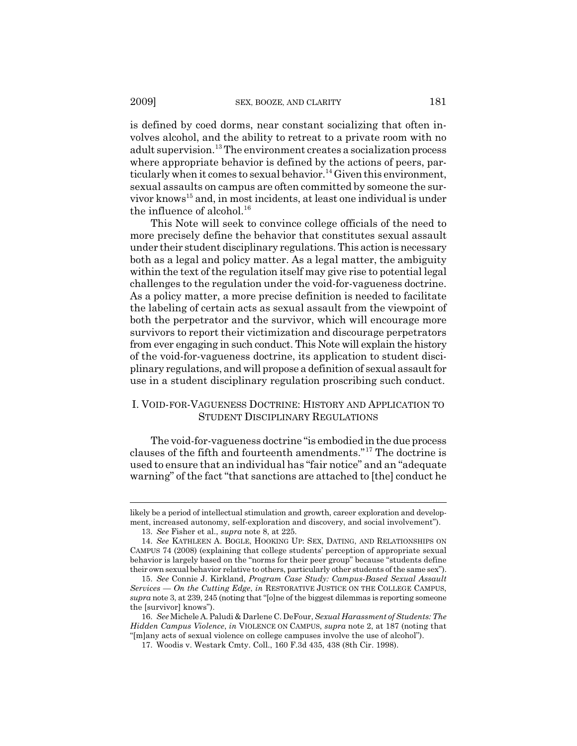is defined by coed dorms, near constant socializing that often involves alcohol, and the ability to retreat to a private room with no adult supervision.[13] The environment creates a socialization process where appropriate behavior is defined by the actions of peers, particularly when it comes to sexual behavior.[14] Given this environment, sexual assaults on campus are often committed by someone the survivor knows[15] and, in most incidents, at least one individual is under the influence of alcohol.[16]

This Note will seek to convince college officials of the need to more precisely define the behavior that constitutes sexual assault under their student disciplinary regulations. This action is necessary both as a legal and policy matter. As a legal matter, the ambiguity within the text of the regulation itself may give rise to potential legal challenges to the regulation under the void-for-vagueness doctrine. As a policy matter, a more precise definition is needed to facilitate the labeling of certain acts as sexual assault from the viewpoint of both the perpetrator and the survivor, which will encourage more survivors to report their victimization and discourage perpetrators from ever engaging in such conduct. This Note will explain the history of the void-for-vagueness doctrine, its application to student disciplinary regulations, and will propose a definition of sexual assault for use in a student disciplinary regulation proscribing such conduct.

## I. VOID-FOR-VAGUENESS DOCTRINE: HISTORY AND APPLICATION TO STUDENT DISCIPLINARY REGULATIONS

The void-for-vagueness doctrine "is embodied in the due process clauses of the fifth and fourteenth amendments."[17] The doctrine is used to ensure that an individual has "fair notice" and an "adequate warning" of the fact "that sanctions are attached to [the] conduct he

---

likely be a period of intellectual stimulation and growth, career exploration and development, increased autonomy, self-exploration and discovery, and social involvement").

13. *See* Fisher et al., *supra* note 8, at 225.

14. *See* KATHLEEN A. BOGLE, HOOKING UP: SEX, DATING, AND RELATIONSHIPS ON CAMPUS 74 (2008) (explaining that college students' perception of appropriate sexual behavior is largely based on the "norms for their peer group" because "students define their own sexual behavior relative to others, particularly other students of the same sex").

15. *See* Connie J. Kirkland, *Program Case Study: Campus-Based Sexual Assault Services — On the Cutting Edge*, *in* RESTORATIVE JUSTICE ON THE COLLEGE CAMPUS, *supra* note 3, at 239, 245 (noting that "[o]ne of the biggest dilemmas is reporting someone the [survivor] knows").

16. *See* Michele A. Paludi & Darlene C. DeFour, *Sexual Harassment of Students: The Hidden Campus Violence*, *in* VIOLENCE ON CAMPUS, *supra* note 2, at 187 (noting that "[m]any acts of sexual violence on college campuses involve the use of alcohol").

17. Woodis v. Westark Cmty. Coll., 160 F.3d 435, 438 (8th Cir. 1998).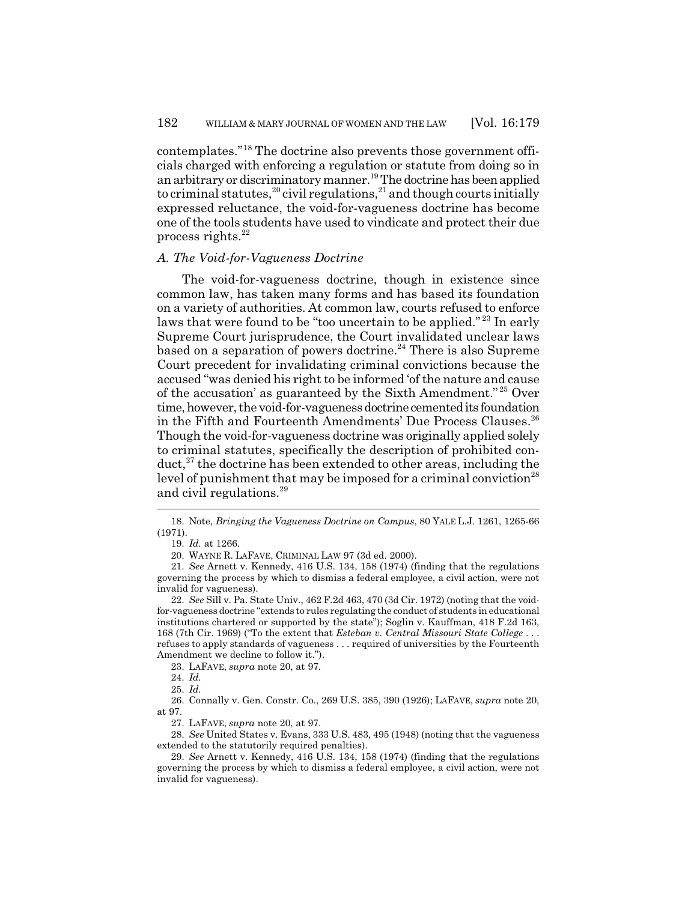contemplates."[18] The doctrine also prevents those government officials charged with enforcing a regulation or statute from doing so in an arbitrary or discriminatory manner.[19] The doctrine has been applied to criminal statutes,[20] civil regulations,[21] and though courts initially expressed reluctance, the void-for-vagueness doctrine has become one of the tools students have used to vindicate and protect their due process rights.[22]

### *A. The Void-for-Vagueness Doctrine*

The void-for-vagueness doctrine, though in existence since common law, has taken many forms and has based its foundation on a variety of authorities. At common law, courts refused to enforce laws that were found to be "too uncertain to be applied."[23] In early Supreme Court jurisprudence, the Court invalidated unclear laws based on a separation of powers doctrine.[24] There is also Supreme Court precedent for invalidating criminal convictions because the accused "was denied his right to be informed 'of the nature and cause of the accusation' as guaranteed by the Sixth Amendment."[25] Over time, however, the void-for-vagueness doctrine cemented its foundation in the Fifth and Fourteenth Amendments' Due Process Clauses.[26] Though the void-for-vagueness doctrine was originally applied solely to criminal statutes, specifically the description of prohibited conduct,[27] the doctrine has been extended to other areas, including the level of punishment that may be imposed for a criminal conviction[28] and civil regulations.[29]

---

18. Note, *Bringing the Vagueness Doctrine on Campus*, 80 YALE L.J. 1261, 1265-66 (1971).

19. *Id.* at 1266.

20. WAYNE R. LAFAVE, CRIMINAL LAW 97 (3d ed. 2000).

21. *See* Arnett v. Kennedy, 416 U.S. 134, 158 (1974) (finding that the regulations governing the process by which to dismiss a federal employee, a civil action, were not invalid for vagueness).

22. *See* Sill v. Pa. State Univ., 462 F.2d 463, 470 (3d Cir. 1972) (noting that the void-for-vagueness doctrine "extends to rules regulating the conduct of students in educational institutions chartered or supported by the state"); Soglin v. Kauffman, 418 F.2d 163, 168 (7th Cir. 1969) ("To the extent that *Esteban v. Central Missouri State College* . . . refuses to apply standards of vagueness . . . required of universities by the Fourteenth Amendment we decline to follow it.").

23. LAFAVE, *supra* note 20, at 97.

24. *Id.*

25. *Id.*

26. Connally v. Gen. Constr. Co., 269 U.S. 385, 390 (1926); LAFAVE, *supra* note 20, at 97.

27. LAFAVE, *supra* note 20, at 97.

28. *See* United States v. Evans, 333 U.S. 483, 495 (1948) (noting that the vagueness extended to the statutorily required penalties).

29. *See* Arnett v. Kennedy, 416 U.S. 134, 158 (1974) (finding that the regulations governing the process by which to dismiss a federal employee, a civil action, were not invalid for vagueness).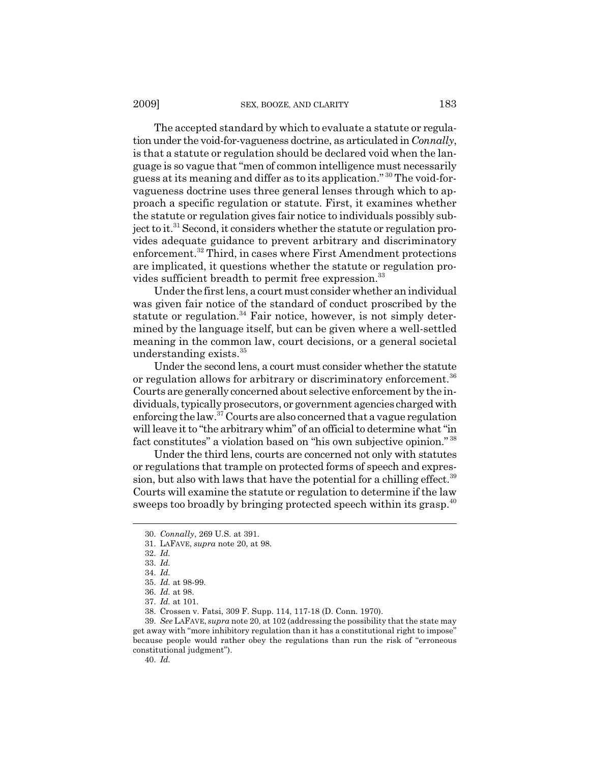The accepted standard by which to evaluate a statute or regulation under the void-for-vagueness doctrine, as articulated in *Connally*, is that a statute or regulation should be declared void when the language is so vague that "men of common intelligence must necessarily guess at its meaning and differ as to its application."[30] The void-for-vagueness doctrine uses three general lenses through which to approach a specific regulation or statute. First, it examines whether the statute or regulation gives fair notice to individuals possibly subject to it.[31] Second, it considers whether the statute or regulation provides adequate guidance to prevent arbitrary and discriminatory enforcement.[32] Third, in cases where First Amendment protections are implicated, it questions whether the statute or regulation provides sufficient breadth to permit free expression.[33]

Under the first lens, a court must consider whether an individual was given fair notice of the standard of conduct proscribed by the statute or regulation.[34] Fair notice, however, is not simply determined by the language itself, but can be given where a well-settled meaning in the common law, court decisions, or a general societal understanding exists.[35]

Under the second lens, a court must consider whether the statute or regulation allows for arbitrary or discriminatory enforcement.[36] Courts are generally concerned about selective enforcement by the individuals, typically prosecutors, or government agencies charged with enforcing the law.[37] Courts are also concerned that a vague regulation will leave it to "the arbitrary whim" of an official to determine what "in fact constitutes" a violation based on "his own subjective opinion."[38]

Under the third lens, courts are concerned not only with statutes or regulations that trample on protected forms of speech and expression, but also with laws that have the potential for a chilling effect.[39] Courts will examine the statute or regulation to determine if the law sweeps too broadly by bringing protected speech within its grasp.[40]

---

30. *Connally*, 269 U.S. at 391.

31. LAFAVE, *supra* note 20, at 98.

32. *Id.*

33. *Id.*

34. *Id.*

35. *Id.* at 98-99.

36. *Id.* at 98.

37. *Id.* at 101.

38. Crossen v. Fatsi, 309 F. Supp. 114, 117-18 (D. Conn. 1970).

39. *See* LAFAVE, *supra* note 20, at 102 (addressing the possibility that the state may get away with "more inhibitory regulation than it has a constitutional right to impose" because people would rather obey the regulations than run the risk of "erroneous constitutional judgment").

40. *Id.*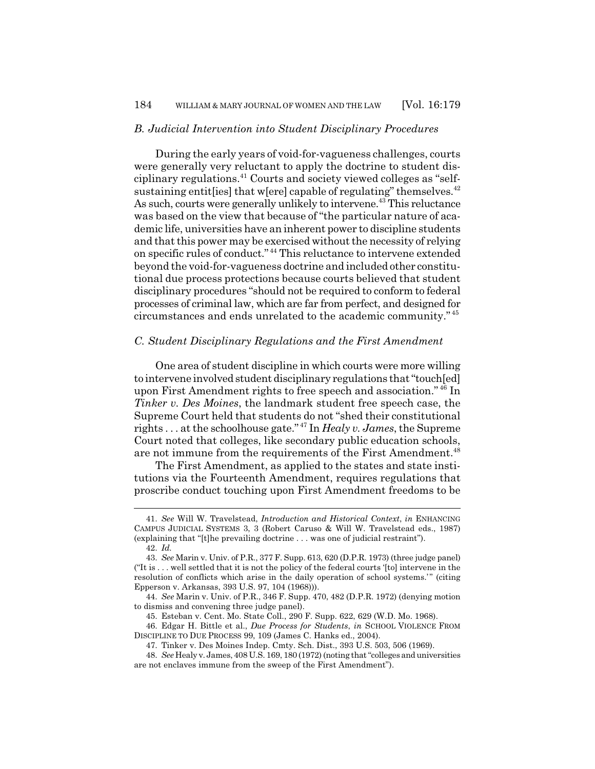### *B. Judicial Intervention into Student Disciplinary Procedures*

During the early years of void-for-vagueness challenges, courts were generally very reluctant to apply the doctrine to student disciplinary regulations.[41] Courts and society viewed colleges as "self-sustaining entit[ies] that w[ere] capable of regulating" themselves.[42] As such, courts were generally unlikely to intervene.[43] This reluctance was based on the view that because of "the particular nature of academic life, universities have an inherent power to discipline students and that this power may be exercised without the necessity of relying on specific rules of conduct."[44] This reluctance to intervene extended beyond the void-for-vagueness doctrine and included other constitutional due process protections because courts believed that student disciplinary procedures "should not be required to conform to federal processes of criminal law, which are far from perfect, and designed for circumstances and ends unrelated to the academic community."[45]

### *C. Student Disciplinary Regulations and the First Amendment*

One area of student discipline in which courts were more willing to intervene involved student disciplinary regulations that "touch[ed] upon First Amendment rights to free speech and association."[46] In *Tinker v. Des Moines*, the landmark student free speech case, the Supreme Court held that students do not "shed their constitutional rights . . . at the schoolhouse gate."[47] In *Healy v. James*, the Supreme Court noted that colleges, like secondary public education schools, are not immune from the requirements of the First Amendment.[48]

The First Amendment, as applied to the states and state institutions via the Fourteenth Amendment, requires regulations that proscribe conduct touching upon First Amendment freedoms to be

---

41. *See* Will W. Travelstead, *Introduction and Historical Context*, *in* ENHANCING CAMPUS JUDICIAL SYSTEMS 3, 3 (Robert Caruso & Will W. Travelstead eds., 1987) (explaining that "[t]he prevailing doctrine . . . was one of judicial restraint").

42. *Id.*

43. *See* Marin v. Univ. of P.R., 377 F. Supp. 613, 620 (D.P.R. 1973) (three judge panel) ("It is . . . well settled that it is not the policy of the federal courts '[to] intervene in the resolution of conflicts which arise in the daily operation of school systems.'" (citing Epperson v. Arkansas, 393 U.S. 97, 104 (1968))).

44. *See* Marin v. Univ. of P.R., 346 F. Supp. 470, 482 (D.P.R. 1972) (denying motion to dismiss and convening three judge panel).

45. Esteban v. Cent. Mo. State Coll., 290 F. Supp. 622, 629 (W.D. Mo. 1968).

46. Edgar H. Bittle et al., *Due Process for Students*, *in* SCHOOL VIOLENCE FROM DISCIPLINE TO DUE PROCESS 99, 109 (James C. Hanks ed., 2004).

47. Tinker v. Des Moines Indep. Cmty. Sch. Dist., 393 U.S. 503, 506 (1969).

48. *See* Healy v. James, 408 U.S. 169, 180 (1972) (noting that "colleges and universities are not enclaves immune from the sweep of the First Amendment").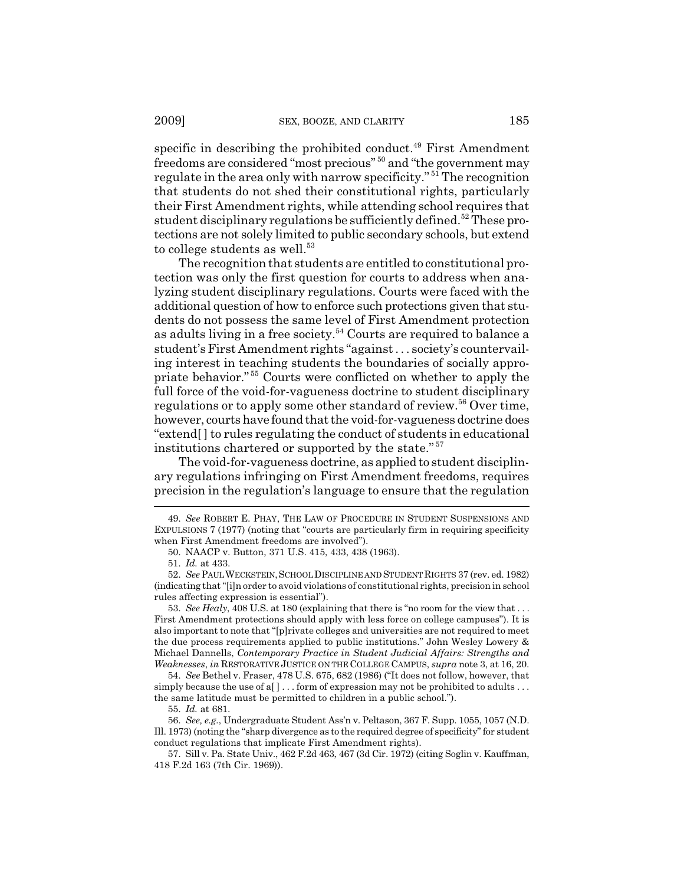specific in describing the prohibited conduct.[49] First Amendment freedoms are considered "most precious"[50] and "the government may regulate in the area only with narrow specificity."[51] The recognition that students do not shed their constitutional rights, particularly their First Amendment rights, while attending school requires that student disciplinary regulations be sufficiently defined.[52] These protections are not solely limited to public secondary schools, but extend to college students as well.[53]

The recognition that students are entitled to constitutional protection was only the first question for courts to address when analyzing student disciplinary regulations. Courts were faced with the additional question of how to enforce such protections given that students do not possess the same level of First Amendment protection as adults living in a free society.[54] Courts are required to balance a student's First Amendment rights "against . . . society's countervailing interest in teaching students the boundaries of socially appropriate behavior."[55] Courts were conflicted on whether to apply the full force of the void-for-vagueness doctrine to student disciplinary regulations or to apply some other standard of review.[56] Over time, however, courts have found that the void-for-vagueness doctrine does "extend[ ] to rules regulating the conduct of students in educational institutions chartered or supported by the state."[57]

The void-for-vagueness doctrine, as applied to student disciplinary regulations infringing on First Amendment freedoms, requires precision in the regulation's language to ensure that the regulation

---

49. *See* ROBERT E. PHAY, THE LAW OF PROCEDURE IN STUDENT SUSPENSIONS AND EXPULSIONS 7 (1977) (noting that "courts are particularly firm in requiring specificity when First Amendment freedoms are involved").

50. NAACP v. Button, 371 U.S. 415, 433, 438 (1963).

51. *Id.* at 433.

52. *See* PAUL WECKSTEIN, SCHOOL DISCIPLINE AND STUDENT RIGHTS 37 (rev. ed. 1982) (indicating that "[i]n order to avoid violations of constitutional rights, precision in school rules affecting expression is essential").

53. *See Healy*, 408 U.S. at 180 (explaining that there is "no room for the view that . . . First Amendment protections should apply with less force on college campuses"). It is also important to note that "[p]rivate colleges and universities are not required to meet the due process requirements applied to public institutions." John Wesley Lowery & Michael Dannells, *Contemporary Practice in Student Judicial Affairs: Strengths and Weaknesses*, *in* RESTORATIVE JUSTICE ON THE COLLEGE CAMPUS, *supra* note 3, at 16, 20.

54. *See* Bethel v. Fraser, 478 U.S. 675, 682 (1986) ("It does not follow, however, that simply because the use of a[ ] . . . form of expression may not be prohibited to adults . . . the same latitude must be permitted to children in a public school.").

55. *Id.* at 681.

56. *See, e.g.*, Undergraduate Student Ass'n v. Peltason, 367 F. Supp. 1055, 1057 (N.D. Ill. 1973) (noting the "sharp divergence as to the required degree of specificity" for student conduct regulations that implicate First Amendment rights).

57. Sill v. Pa. State Univ., 462 F.2d 463, 467 (3d Cir. 1972) (citing Soglin v. Kauffman, 418 F.2d 163 (7th Cir. 1969)).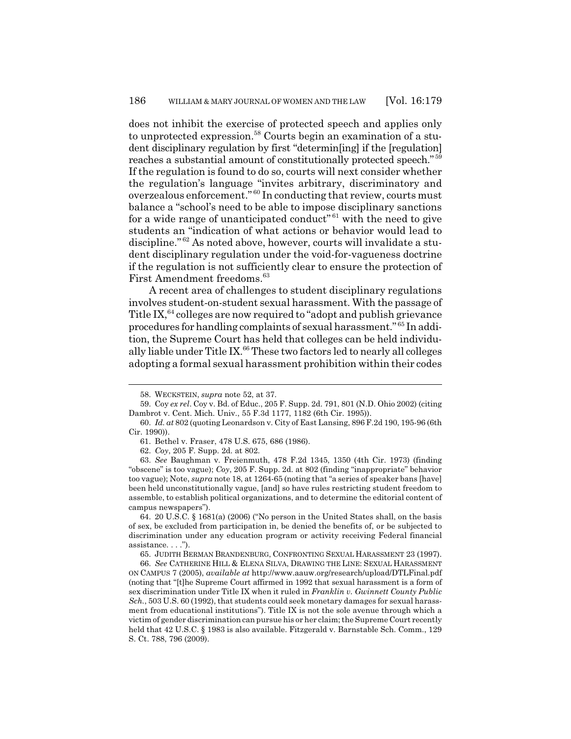does not inhibit the exercise of protected speech and applies only to unprotected expression.[58] Courts begin an examination of a student disciplinary regulation by first "determin[ing] if the [regulation] reaches a substantial amount of constitutionally protected speech."[59] If the regulation is found to do so, courts will next consider whether the regulation's language "invites arbitrary, discriminatory and overzealous enforcement."[60] In conducting that review, courts must balance a "school's need to be able to impose disciplinary sanctions for a wide range of unanticipated conduct"[61] with the need to give students an "indication of what actions or behavior would lead to discipline."[62] As noted above, however, courts will invalidate a student disciplinary regulation under the void-for-vagueness doctrine if the regulation is not sufficiently clear to ensure the protection of First Amendment freedoms.[63]

A recent area of challenges to student disciplinary regulations involves student-on-student sexual harassment. With the passage of Title IX,[64] colleges are now required to "adopt and publish grievance procedures for handling complaints of sexual harassment."[65] In addition, the Supreme Court has held that colleges can be held individually liable under Title IX.[66] These two factors led to nearly all colleges adopting a formal sexual harassment prohibition within their codes

---

58. WECKSTEIN, *supra* note 52, at 37.

59. Coy *ex rel*. Coy v. Bd. of Educ., 205 F. Supp. 2d. 791, 801 (N.D. Ohio 2002) (citing Dambrot v. Cent. Mich. Univ., 55 F.3d 1177, 1182 (6th Cir. 1995)).

60. *Id. at* 802 (quoting Leonardson v. City of East Lansing, 896 F.2d 190, 195-96 (6th Cir. 1990)).

61. Bethel v. Fraser, 478 U.S. 675, 686 (1986).

62. *Coy*, 205 F. Supp. 2d. at 802.

63. *See* Baughman v. Freienmuth, 478 F.2d 1345, 1350 (4th Cir. 1973) (finding "obscene" is too vague); *Coy*, 205 F. Supp. 2d. at 802 (finding "inappropriate" behavior too vague); Note, *supra* note 18, at 1264-65 (noting that "a series of speaker bans [have] been held unconstitutionally vague, [and] so have rules restricting student freedom to assemble, to establish political organizations, and to determine the editorial content of campus newspapers").

64. 20 U.S.C. § 1681(a) (2006) ("No person in the United States shall, on the basis of sex, be excluded from participation in, be denied the benefits of, or be subjected to discrimination under any education program or activity receiving Federal financial assistance. . . .").

65. JUDITH BERMAN BRANDENBURG, CONFRONTING SEXUAL HARASSMENT 23 (1997).

66. *See* CATHERINE HILL & ELENA SILVA, DRAWING THE LINE: SEXUAL HARASSMENT ON CAMPUS 7 (2005), *available at* http://www.aauw.org/research/upload/DTLFinal.pdf (noting that "[t]he Supreme Court affirmed in 1992 that sexual harassment is a form of sex discrimination under Title IX when it ruled in *Franklin v. Gwinnett County Public Sch.*, 503 U.S. 60 (1992), that students could seek monetary damages for sexual harassment from educational institutions"). Title IX is not the sole avenue through which a victim of gender discrimination can pursue his or her claim; the Supreme Court recently held that 42 U.S.C. § 1983 is also available. Fitzgerald v. Barnstable Sch. Comm., 129 S. Ct. 788, 796 (2009).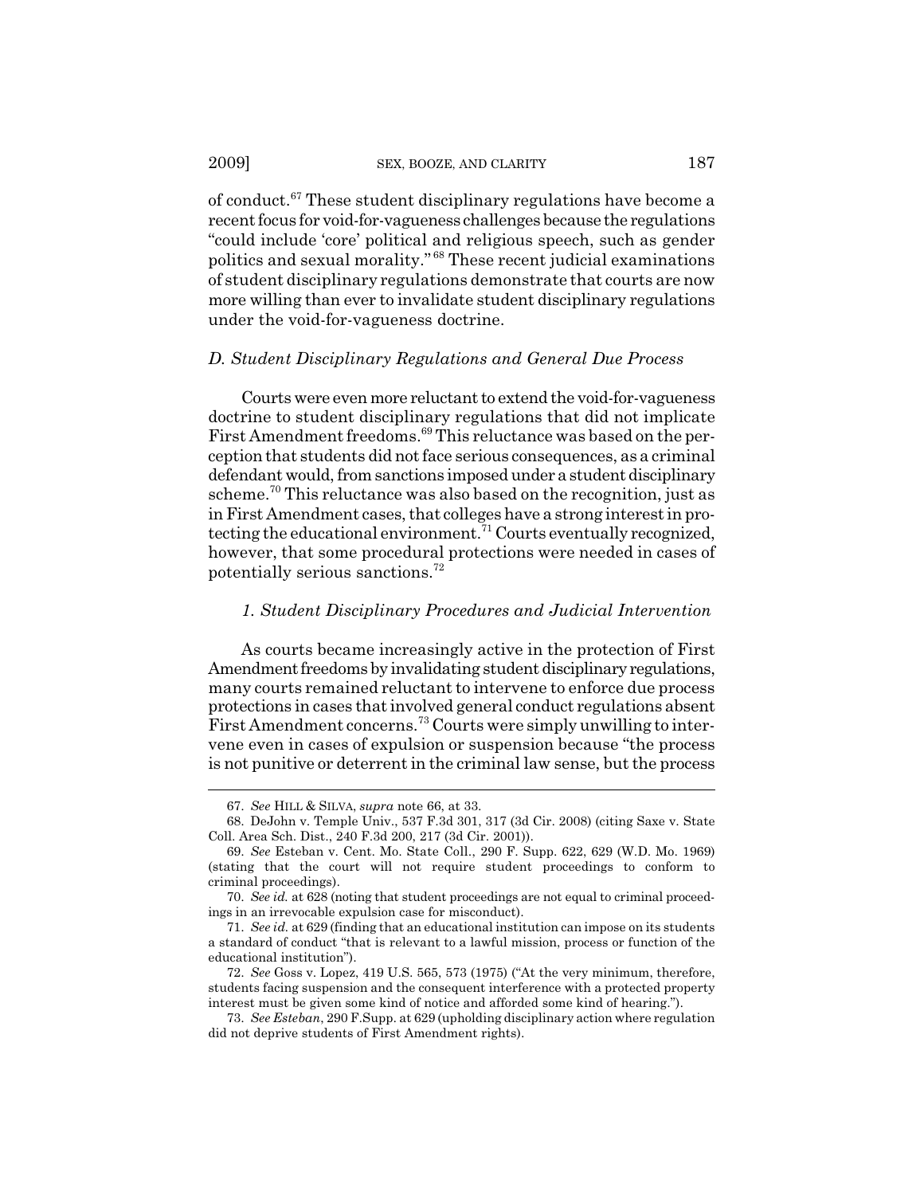of conduct.[67] These student disciplinary regulations have become a recent focus for void-for-vagueness challenges because the regulations "could include 'core' political and religious speech, such as gender politics and sexual morality."[68] These recent judicial examinations of student disciplinary regulations demonstrate that courts are now more willing than ever to invalidate student disciplinary regulations under the void-for-vagueness doctrine.

### *D. Student Disciplinary Regulations and General Due Process*

Courts were even more reluctant to extend the void-for-vagueness doctrine to student disciplinary regulations that did not implicate First Amendment freedoms.[69] This reluctance was based on the perception that students did not face serious consequences, as a criminal defendant would, from sanctions imposed under a student disciplinary scheme.[70] This reluctance was also based on the recognition, just as in First Amendment cases, that colleges have a strong interest in protecting the educational environment.[71] Courts eventually recognized, however, that some procedural protections were needed in cases of potentially serious sanctions.[72]

#### *1. Student Disciplinary Procedures and Judicial Intervention*

As courts became increasingly active in the protection of First Amendment freedoms by invalidating student disciplinary regulations, many courts remained reluctant to intervene to enforce due process protections in cases that involved general conduct regulations absent First Amendment concerns.[73] Courts were simply unwilling to intervene even in cases of expulsion or suspension because "the process is not punitive or deterrent in the criminal law sense, but the process

---

67. *See* HILL & SILVA, *supra* note 66, at 33.

68. DeJohn v. Temple Univ., 537 F.3d 301, 317 (3d Cir. 2008) (citing Saxe v. State Coll. Area Sch. Dist., 240 F.3d 200, 217 (3d Cir. 2001)).

69. *See* Esteban v. Cent. Mo. State Coll., 290 F. Supp. 622, 629 (W.D. Mo. 1969) (stating that the court will not require student proceedings to conform to criminal proceedings).

70. *See id.* at 628 (noting that student proceedings are not equal to criminal proceedings in an irrevocable expulsion case for misconduct).

71. *See id.* at 629 (finding that an educational institution can impose on its students a standard of conduct "that is relevant to a lawful mission, process or function of the educational institution").

72. *See* Goss v. Lopez, 419 U.S. 565, 573 (1975) ("At the very minimum, therefore, students facing suspension and the consequent interference with a protected property interest must be given some kind of notice and afforded some kind of hearing.").

73. *See Esteban*, 290 F.Supp. at 629 (upholding disciplinary action where regulation did not deprive students of First Amendment rights).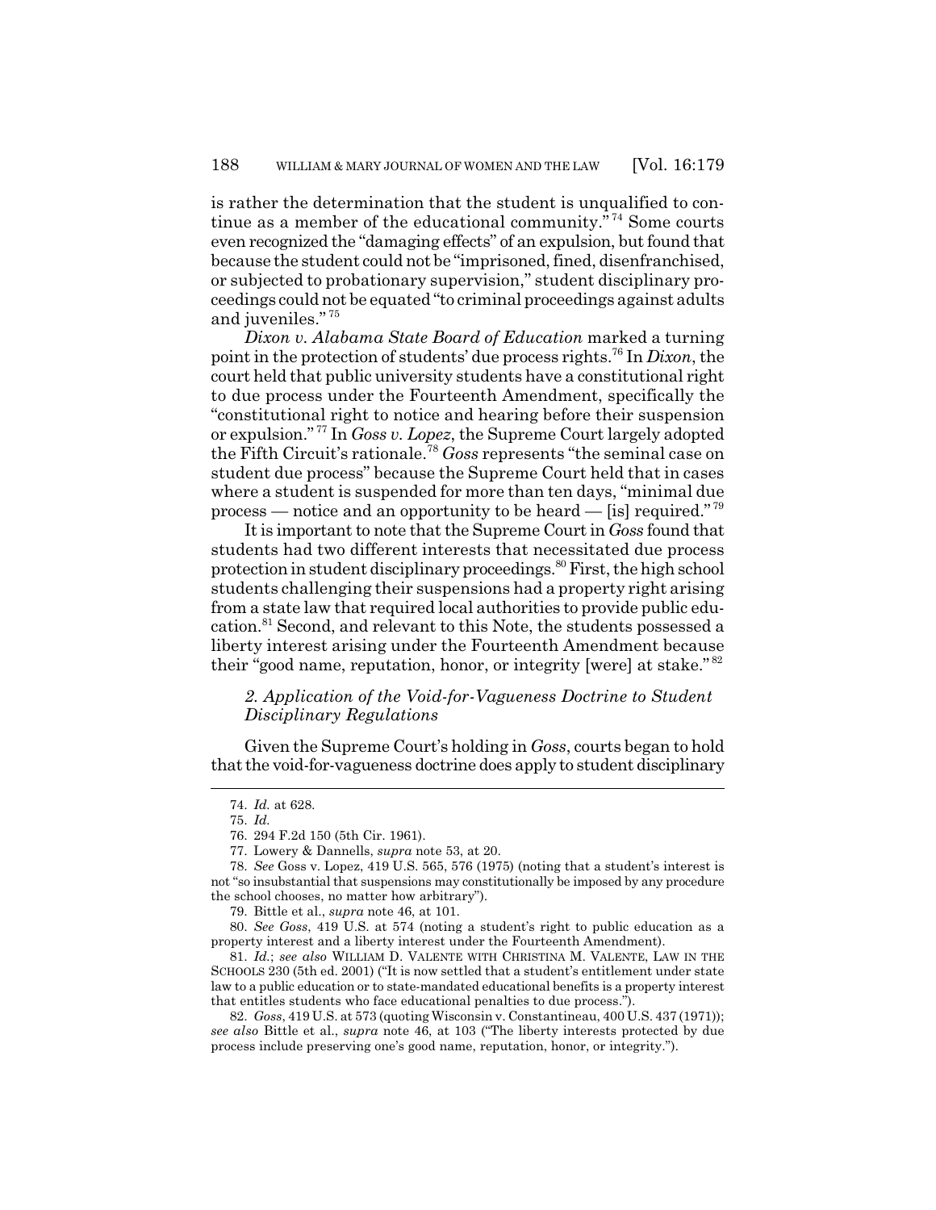is rather the determination that the student is unqualified to continue as a member of the educational community."[74] Some courts even recognized the "damaging effects" of an expulsion, but found that because the student could not be "imprisoned, fined, disenfranchised, or subjected to probationary supervision," student disciplinary proceedings could not be equated "to criminal proceedings against adults and juveniles."[75]

*Dixon v. Alabama State Board of Education* marked a turning point in the protection of students' due process rights.[76] In *Dixon*, the court held that public university students have a constitutional right to due process under the Fourteenth Amendment, specifically the "constitutional right to notice and hearing before their suspension or expulsion."[77] In *Goss v. Lopez*, the Supreme Court largely adopted the Fifth Circuit's rationale.[78] *Goss* represents "the seminal case on student due process" because the Supreme Court held that in cases where a student is suspended for more than ten days, "minimal due process — notice and an opportunity to be heard — [is] required."[79]

It is important to note that the Supreme Court in *Goss* found that students had two different interests that necessitated due process protection in student disciplinary proceedings.[80] First, the high school students challenging their suspensions had a property right arising from a state law that required local authorities to provide public education.[81] Second, and relevant to this Note, the students possessed a liberty interest arising under the Fourteenth Amendment because their "good name, reputation, honor, or integrity [were] at stake."[82]

### *2. Application of the Void-for-Vagueness Doctrine to Student Disciplinary Regulations*

Given the Supreme Court's holding in *Goss*, courts began to hold that the void-for-vagueness doctrine does apply to student disciplinary

---

74. *Id.* at 628.

75. *Id.*

76. 294 F.2d 150 (5th Cir. 1961).

77. Lowery & Dannells, *supra* note 53, at 20.

78. *See* Goss v. Lopez, 419 U.S. 565, 576 (1975) (noting that a student's interest is not "so insubstantial that suspensions may constitutionally be imposed by any procedure the school chooses, no matter how arbitrary").

79. Bittle et al., *supra* note 46, at 101.

80. *See Goss*, 419 U.S. at 574 (noting a student's right to public education as a property interest and a liberty interest under the Fourteenth Amendment).

81. *Id.*; *see also* WILLIAM D. VALENTE WITH CHRISTINA M. VALENTE, LAW IN THE SCHOOLS 230 (5th ed. 2001) ("It is now settled that a student's entitlement under state law to a public education or to state-mandated educational benefits is a property interest that entitles students who face educational penalties to due process.").

82. *Goss*, 419 U.S. at 573 (quoting Wisconsin v. Constantineau, 400 U.S. 437 (1971)); *see also* Bittle et al., *supra* note 46, at 103 ("The liberty interests protected by due process include preserving one's good name, reputation, honor, or integrity.").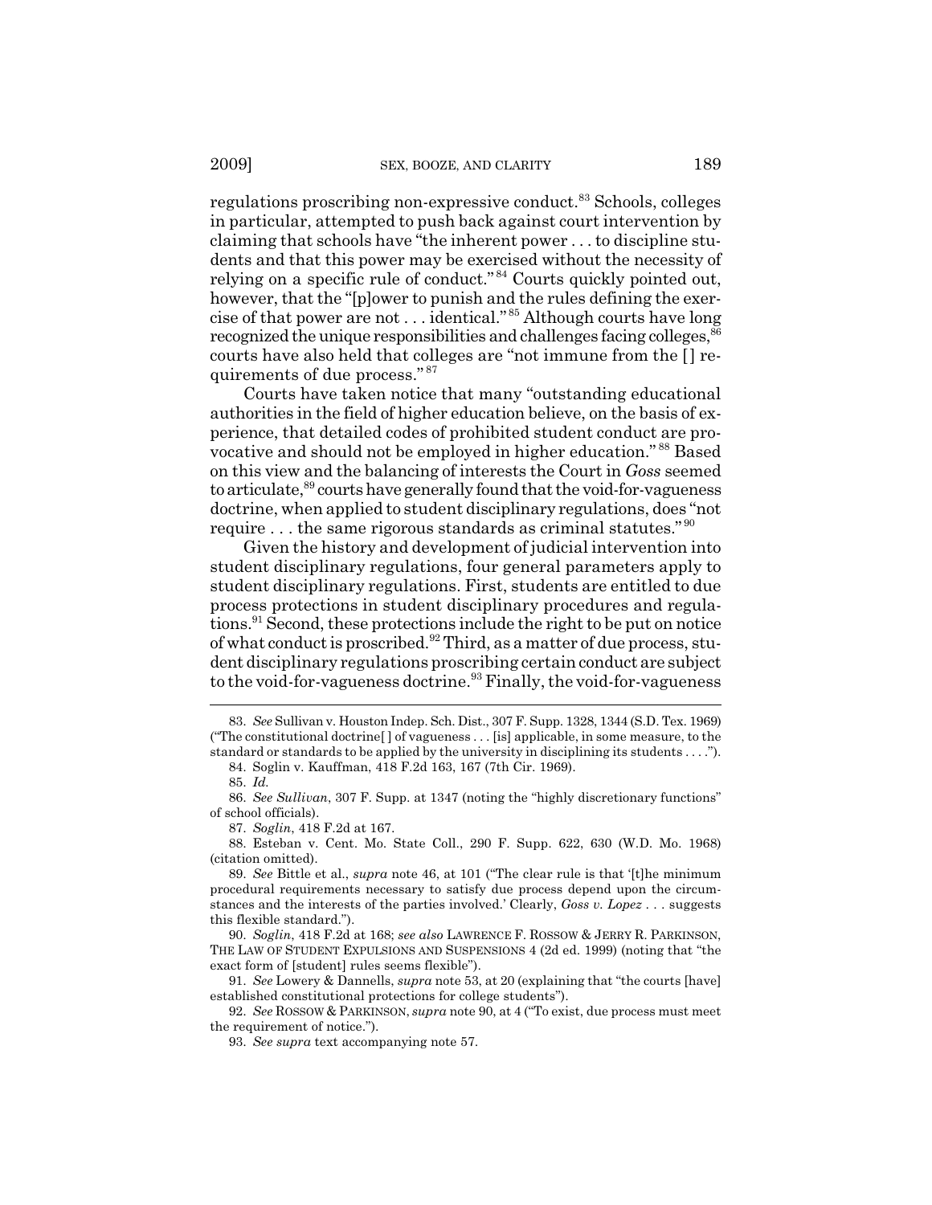regulations proscribing non-expressive conduct.[83] Schools, colleges in particular, attempted to push back against court intervention by claiming that schools have "the inherent power . . . to discipline students and that this power may be exercised without the necessity of relying on a specific rule of conduct."[84] Courts quickly pointed out, however, that the "[p]ower to punish and the rules defining the exercise of that power are not . . . identical."[85] Although courts have long recognized the unique responsibilities and challenges facing colleges,[86] courts have also held that colleges are "not immune from the [] requirements of due process."[87]

Courts have taken notice that many "outstanding educational authorities in the field of higher education believe, on the basis of experience, that detailed codes of prohibited student conduct are provocative and should not be employed in higher education."[88] Based on this view and the balancing of interests the Court in *Goss* seemed to articulate,[89] courts have generally found that the void-for-vagueness doctrine, when applied to student disciplinary regulations, does "not require . . . the same rigorous standards as criminal statutes."[90]

Given the history and development of judicial intervention into student disciplinary regulations, four general parameters apply to student disciplinary regulations. First, students are entitled to due process protections in student disciplinary procedures and regulations.[91] Second, these protections include the right to be put on notice of what conduct is proscribed.[92] Third, as a matter of due process, student disciplinary regulations proscribing certain conduct are subject to the void-for-vagueness doctrine.[93] Finally, the void-for-vagueness

---

83. *See* Sullivan v. Houston Indep. Sch. Dist., 307 F. Supp. 1328, 1344 (S.D. Tex. 1969) ("The constitutional doctrine[ ] of vagueness . . . [is] applicable, in some measure, to the standard or standards to be applied by the university in disciplining its students . . . .").

84. Soglin v. Kauffman, 418 F.2d 163, 167 (7th Cir. 1969).

85. *Id.*

86. *See Sullivan*, 307 F. Supp. at 1347 (noting the "highly discretionary functions" of school officials).

87. *Soglin*, 418 F.2d at 167.

88. Esteban v. Cent. Mo. State Coll., 290 F. Supp. 622, 630 (W.D. Mo. 1968) (citation omitted).

89. *See* Bittle et al., *supra* note 46, at 101 ("The clear rule is that '[t]he minimum procedural requirements necessary to satisfy due process depend upon the circumstances and the interests of the parties involved.' Clearly, *Goss v. Lopez* . . . suggests this flexible standard.").

90. *Soglin*, 418 F.2d at 168; *see also* LAWRENCE F. ROSSOW & JERRY R. PARKINSON, THE LAW OF STUDENT EXPULSIONS AND SUSPENSIONS 4 (2d ed. 1999) (noting that "the exact form of [student] rules seems flexible").

91. *See* Lowery & Dannells, *supra* note 53, at 20 (explaining that "the courts [have] established constitutional protections for college students").

92. *See* ROSSOW & PARKINSON, *supra* note 90, at 4 ("To exist, due process must meet the requirement of notice.").

93. *See supra* text accompanying note 57.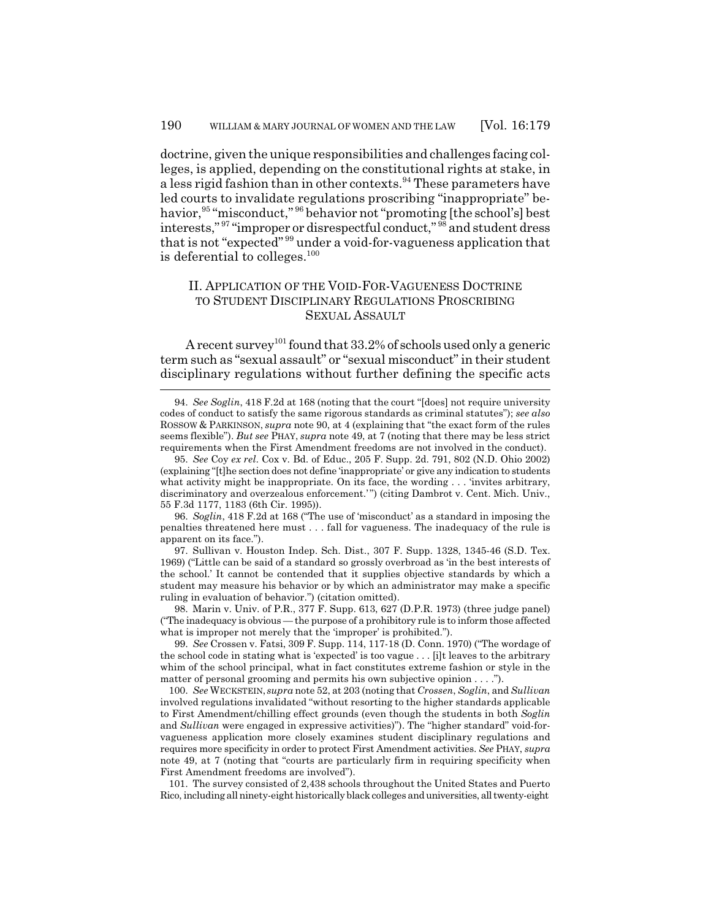doctrine, given the unique responsibilities and challenges facing colleges, is applied, depending on the constitutional rights at stake, in a less rigid fashion than in other contexts.[94] These parameters have led courts to invalidate regulations proscribing "inappropriate" behavior,[95] "misconduct,"[96] behavior not "promoting [the school's] best interests,"[97] "improper or disrespectful conduct,"[98] and student dress that is not "expected"[99] under a void-for-vagueness application that is deferential to colleges.[100]

## II. APPLICATION OF THE VOID-FOR-VAGUENESS DOCTRINE TO STUDENT DISCIPLINARY REGULATIONS PROSCRIBING SEXUAL ASSAULT

A recent survey[101] found that 33.2% of schools used only a generic term such as "sexual assault" or "sexual misconduct" in their student disciplinary regulations without further defining the specific acts

---

94. *See Soglin*, 418 F.2d at 168 (noting that the court "[does] not require university codes of conduct to satisfy the same rigorous standards as criminal statutes"); *see also* ROSSOW & PARKINSON, *supra* note 90, at 4 (explaining that "the exact form of the rules seems flexible"). *But see* PHAY, *supra* note 49, at 7 (noting that there may be less strict requirements when the First Amendment freedoms are not involved in the conduct).

95. *See* Coy *ex rel.* Cox v. Bd. of Educ., 205 F. Supp. 2d. 791, 802 (N.D. Ohio 2002) (explaining "[t]he section does not define 'inappropriate' or give any indication to students what activity might be inappropriate. On its face, the wording . . . 'invites arbitrary, discriminatory and overzealous enforcement.'") (citing Dambrot v. Cent. Mich. Univ., 55 F.3d 1177, 1183 (6th Cir. 1995)).

96. *Soglin*, 418 F.2d at 168 ("The use of 'misconduct' as a standard in imposing the penalties threatened here must . . . fall for vagueness. The inadequacy of the rule is apparent on its face.").

97. Sullivan v. Houston Indep. Sch. Dist., 307 F. Supp. 1328, 1345-46 (S.D. Tex. 1969) ("Little can be said of a standard so grossly overbroad as 'in the best interests of the school.' It cannot be contended that it supplies objective standards by which a student may measure his behavior or by which an administrator may make a specific ruling in evaluation of behavior.") (citation omitted).

98. Marin v. Univ. of P.R., 377 F. Supp. 613, 627 (D.P.R. 1973) (three judge panel) ("The inadequacy is obvious — the purpose of a prohibitory rule is to inform those affected what is improper not merely that the 'improper' is prohibited.").

99. *See* Crossen v. Fatsi, 309 F. Supp. 114, 117-18 (D. Conn. 1970) ("The wordage of the school code in stating what is 'expected' is too vague . . . [i]t leaves to the arbitrary whim of the school principal, what in fact constitutes extreme fashion or style in the matter of personal grooming and permits his own subjective opinion . . . .").

100. *See* WECKSTEIN, *supra* note 52, at 203 (noting that *Crossen*, *Soglin*, and *Sullivan* involved regulations invalidated "without resorting to the higher standards applicable to First Amendment/chilling effect grounds (even though the students in both *Soglin* and *Sullivan* were engaged in expressive activities)"). The "higher standard" void-for-vagueness application more closely examines student disciplinary regulations and requires more specificity in order to protect First Amendment activities. *See* PHAY, *supra* note 49, at 7 (noting that "courts are particularly firm in requiring specificity when First Amendment freedoms are involved").

101. The survey consisted of 2,438 schools throughout the United States and Puerto Rico, including all ninety-eight historically black colleges and universities, all twenty-eight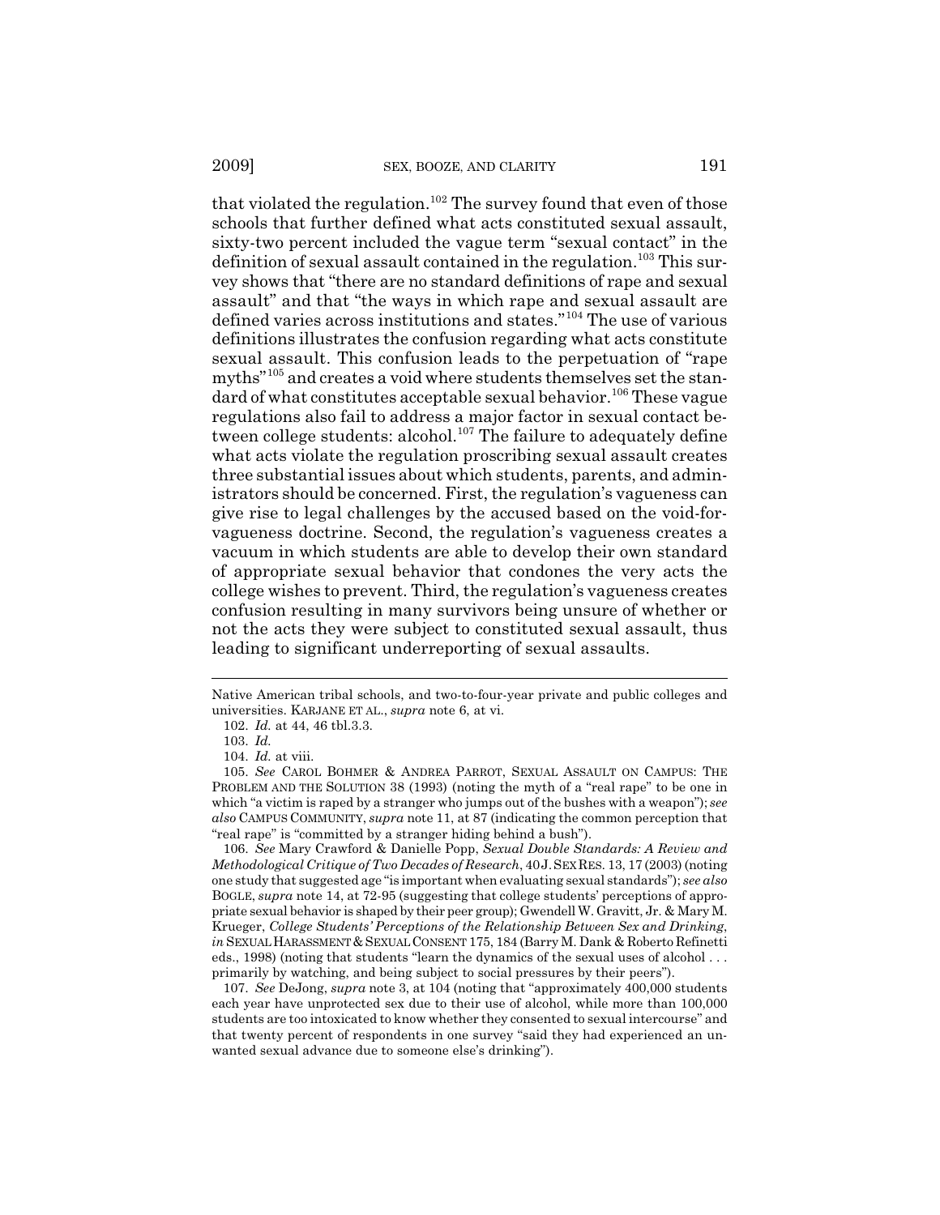that violated the regulation.[102] The survey found that even of those schools that further defined what acts constituted sexual assault, sixty-two percent included the vague term "sexual contact" in the definition of sexual assault contained in the regulation.[103] This survey shows that "there are no standard definitions of rape and sexual assault" and that "the ways in which rape and sexual assault are defined varies across institutions and states."[104] The use of various definitions illustrates the confusion regarding what acts constitute sexual assault. This confusion leads to the perpetuation of "rape myths"[105] and creates a void where students themselves set the standard of what constitutes acceptable sexual behavior.[106] These vague regulations also fail to address a major factor in sexual contact between college students: alcohol.[107] The failure to adequately define what acts violate the regulation proscribing sexual assault creates three substantial issues about which students, parents, and administrators should be concerned. First, the regulation's vagueness can give rise to legal challenges by the accused based on the void-for-vagueness doctrine. Second, the regulation's vagueness creates a vacuum in which students are able to develop their own standard of appropriate sexual behavior that condones the very acts the college wishes to prevent. Third, the regulation's vagueness creates confusion resulting in many survivors being unsure of whether or not the acts they were subject to constituted sexual assault, thus leading to significant underreporting of sexual assaults.

---

Native American tribal schools, and two-to-four-year private and public colleges and universities. KARJANE ET AL., *supra* note 6, at vi.

102. *Id.* at 44, 46 tbl.3.3.

103. *Id.*

104. *Id.* at viii.

105. *See* CAROL BOHMER & ANDREA PARROT, SEXUAL ASSAULT ON CAMPUS: THE PROBLEM AND THE SOLUTION 38 (1993) (noting the myth of a "real rape" to be one in which "a victim is raped by a stranger who jumps out of the bushes with a weapon"); *see also* CAMPUS COMMUNITY, *supra* note 11, at 87 (indicating the common perception that "real rape" is "committed by a stranger hiding behind a bush").

106. *See* Mary Crawford & Danielle Popp, *Sexual Double Standards: A Review and Methodological Critique of Two Decades of Research*, 40 J. SEX RES. 13, 17 (2003) (noting one study that suggested age "is important when evaluating sexual standards"); *see also* BOGLE, *supra* note 14, at 72-95 (suggesting that college students' perceptions of appropriate sexual behavior is shaped by their peer group); Gwendell W. Gravitt, Jr. & Mary M. Krueger, *College Students' Perceptions of the Relationship Between Sex and Drinking*, *in* SEXUAL HARASSMENT & SEXUAL CONSENT 175, 184 (Barry M. Dank & Roberto Refinetti eds., 1998) (noting that students "learn the dynamics of the sexual uses of alcohol . . . primarily by watching, and being subject to social pressures by their peers").

107. *See* DeJong, *supra* note 3, at 104 (noting that "approximately 400,000 students each year have unprotected sex due to their use of alcohol, while more than 100,000 students are too intoxicated to know whether they consented to sexual intercourse" and that twenty percent of respondents in one survey "said they had experienced an unwanted sexual advance due to someone else's drinking").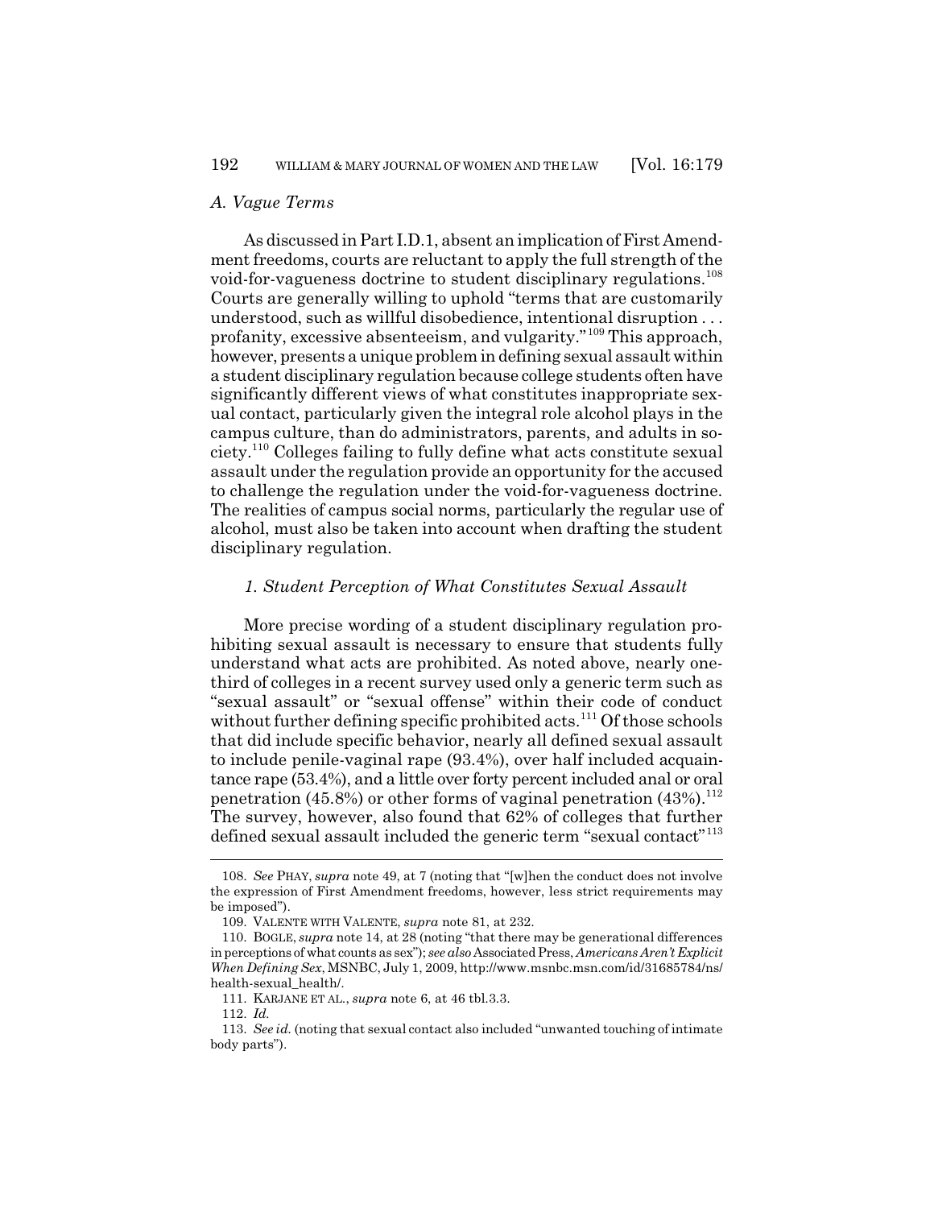### *A. Vague Terms*

As discussed in Part I.D.1, absent an implication of First Amendment freedoms, courts are reluctant to apply the full strength of the void-for-vagueness doctrine to student disciplinary regulations.[108] Courts are generally willing to uphold "terms that are customarily understood, such as willful disobedience, intentional disruption . . . profanity, excessive absenteeism, and vulgarity."[109] This approach, however, presents a unique problem in defining sexual assault within a student disciplinary regulation because college students often have significantly different views of what constitutes inappropriate sexual contact, particularly given the integral role alcohol plays in the campus culture, than do administrators, parents, and adults in society.[110] Colleges failing to fully define what acts constitute sexual assault under the regulation provide an opportunity for the accused to challenge the regulation under the void-for-vagueness doctrine. The realities of campus social norms, particularly the regular use of alcohol, must also be taken into account when drafting the student disciplinary regulation.

#### *1. Student Perception of What Constitutes Sexual Assault*

More precise wording of a student disciplinary regulation prohibiting sexual assault is necessary to ensure that students fully understand what acts are prohibited. As noted above, nearly one-third of colleges in a recent survey used only a generic term such as "sexual assault" or "sexual offense" within their code of conduct without further defining specific prohibited acts.[111] Of those schools that did include specific behavior, nearly all defined sexual assault to include penile-vaginal rape (93.4%), over half included acquaintance rape (53.4%), and a little over forty percent included anal or oral penetration (45.8%) or other forms of vaginal penetration (43%).[112] The survey, however, also found that 62% of colleges that further defined sexual assault included the generic term "sexual contact"[113]

---

108. *See* PHAY, *supra* note 49, at 7 (noting that "[w]hen the conduct does not involve the expression of First Amendment freedoms, however, less strict requirements may be imposed").

109. VALENTE WITH VALENTE, *supra* note 81, at 232.

110. BOGLE, *supra* note 14, at 28 (noting "that there may be generational differences in perceptions of what counts as sex"); *see also* Associated Press, *Americans Aren't Explicit When Defining Sex*, MSNBC, July 1, 2009, http://www.msnbc.msn.com/id/31685784/ns/health-sexual_health/.

111. KARJANE ET AL., *supra* note 6, at 46 tbl.3.3.

112. *Id.*

113. *See id.* (noting that sexual contact also included "unwanted touching of intimate body parts").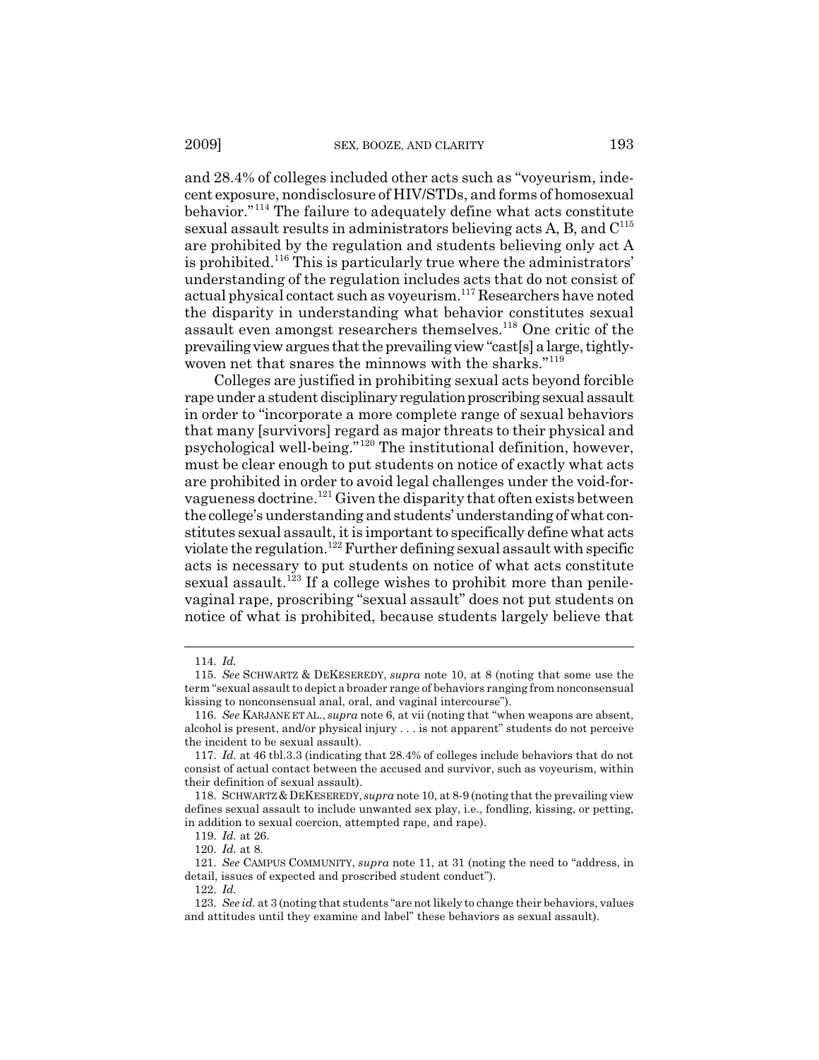and 28.4% of colleges included other acts such as "voyeurism, indecent exposure, nondisclosure of HIV/STDs, and forms of homosexual behavior."[114] The failure to adequately define what acts constitute sexual assault results in administrators believing acts A, B, and C[115] are prohibited by the regulation and students believing only act A is prohibited.[116] This is particularly true where the administrators' understanding of the regulation includes acts that do not consist of actual physical contact such as voyeurism.[117] Researchers have noted the disparity in understanding what behavior constitutes sexual assault even amongst researchers themselves.[118] One critic of the prevailing view argues that the prevailing view "cast[s] a large, tightly-woven net that snares the minnows with the sharks."[119]

Colleges are justified in prohibiting sexual acts beyond forcible rape under a student disciplinary regulation proscribing sexual assault in order to "incorporate a more complete range of sexual behaviors that many [survivors] regard as major threats to their physical and psychological well-being."[120] The institutional definition, however, must be clear enough to put students on notice of exactly what acts are prohibited in order to avoid legal challenges under the void-for-vagueness doctrine.[121] Given the disparity that often exists between the college's understanding and students' understanding of what constitutes sexual assault, it is important to specifically define what acts violate the regulation.[122] Further defining sexual assault with specific acts is necessary to put students on notice of what acts constitute sexual assault.[123] If a college wishes to prohibit more than penile-vaginal rape, proscribing "sexual assault" does not put students on notice of what is prohibited, because students largely believe that

---

114. *Id.*

115. *See* SCHWARTZ & DEKESEREDY, *supra* note 10, at 8 (noting that some use the term "sexual assault to depict a broader range of behaviors ranging from nonconsensual kissing to nonconsensual anal, oral, and vaginal intercourse").

116. *See* KARJANE ET AL., *supra* note 6, at vii (noting that "when weapons are absent, alcohol is present, and/or physical injury . . . is not apparent" students do not perceive the incident to be sexual assault).

117. *Id.* at 46 tbl.3.3 (indicating that 28.4% of colleges include behaviors that do not consist of actual contact between the accused and survivor, such as voyeurism, within their definition of sexual assault).

118. SCHWARTZ & DEKESEREDY, *supra* note 10, at 8-9 (noting that the prevailing view defines sexual assault to include unwanted sex play, i.e., fondling, kissing, or petting, in addition to sexual coercion, attempted rape, and rape).

119. *Id.* at 26.

120. *Id.* at 8.

121. *See* CAMPUS COMMUNITY, *supra* note 11, at 31 (noting the need to "address, in detail, issues of expected and proscribed student conduct").

122. *Id.*

123. *See id.* at 3 (noting that students "are not likely to change their behaviors, values and attitudes until they examine and label" these behaviors as sexual assault).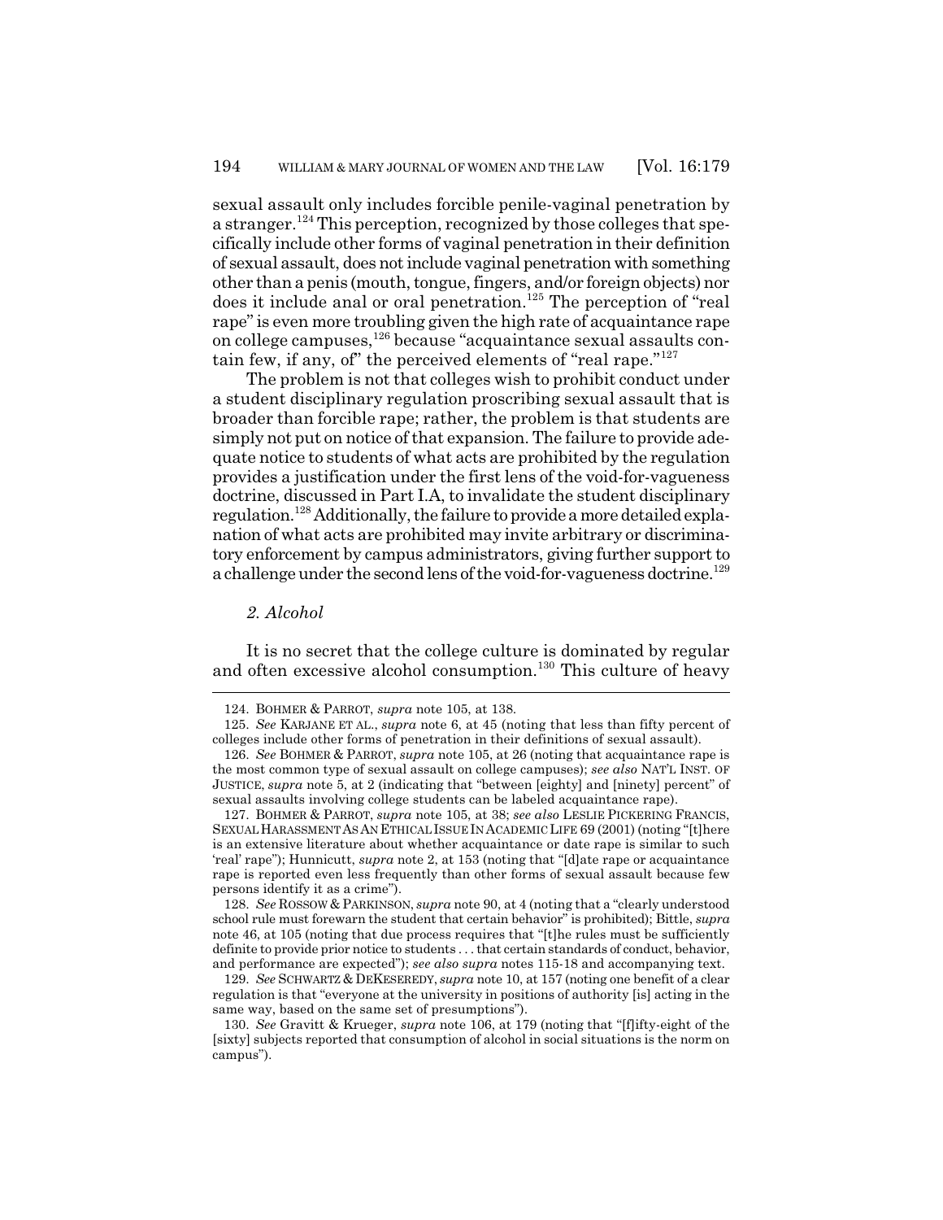sexual assault only includes forcible penile-vaginal penetration by a stranger.[124] This perception, recognized by those colleges that specifically include other forms of vaginal penetration in their definition of sexual assault, does not include vaginal penetration with something other than a penis (mouth, tongue, fingers, and/or foreign objects) nor does it include anal or oral penetration.[125] The perception of "real rape" is even more troubling given the high rate of acquaintance rape on college campuses,[126] because "acquaintance sexual assaults contain few, if any, of" the perceived elements of "real rape."[127]

The problem is not that colleges wish to prohibit conduct under a student disciplinary regulation proscribing sexual assault that is broader than forcible rape; rather, the problem is that students are simply not put on notice of that expansion. The failure to provide adequate notice to students of what acts are prohibited by the regulation provides a justification under the first lens of the void-for-vagueness doctrine, discussed in Part I.A, to invalidate the student disciplinary regulation.[128] Additionally, the failure to provide a more detailed explanation of what acts are prohibited may invite arbitrary or discriminatory enforcement by campus administrators, giving further support to a challenge under the second lens of the void-for-vagueness doctrine.[129]

### *2. Alcohol*

It is no secret that the college culture is dominated by regular and often excessive alcohol consumption.[130] This culture of heavy

---

124. BOHMER & PARROT, *supra* note 105, at 138.

125. *See* KARJANE ET AL., *supra* note 6, at 45 (noting that less than fifty percent of colleges include other forms of penetration in their definitions of sexual assault).

126. *See* BOHMER & PARROT, *supra* note 105, at 26 (noting that acquaintance rape is the most common type of sexual assault on college campuses); *see also* NAT'L INST. OF JUSTICE, *supra* note 5, at 2 (indicating that "between [eighty] and [ninety] percent" of sexual assaults involving college students can be labeled acquaintance rape).

127. BOHMER & PARROT, *supra* note 105, at 38; *see also* LESLIE PICKERING FRANCIS, SEXUAL HARASSMENT AS AN ETHICAL ISSUE IN ACADEMIC LIFE 69 (2001) (noting "[t]here is an extensive literature about whether acquaintance or date rape is similar to such 'real' rape"); Hunnicutt, *supra* note 2, at 153 (noting that "[d]ate rape or acquaintance rape is reported even less frequently than other forms of sexual assault because few persons identify it as a crime").

128. *See* ROSSOW & PARKINSON, *supra* note 90, at 4 (noting that a "clearly understood school rule must forewarn the student that certain behavior" is prohibited); Bittle, *supra* note 46, at 105 (noting that due process requires that "[t]he rules must be sufficiently definite to provide prior notice to students . . . that certain standards of conduct, behavior, and performance are expected"); *see also supra* notes 115-18 and accompanying text.

129. *See* SCHWARTZ & DEKESEREDY, *supra* note 10, at 157 (noting one benefit of a clear regulation is that "everyone at the university in positions of authority [is] acting in the same way, based on the same set of presumptions").

130. *See* Gravitt & Krueger, *supra* note 106, at 179 (noting that "[f]ifty-eight of the [sixty] subjects reported that consumption of alcohol in social situations is the norm on campus").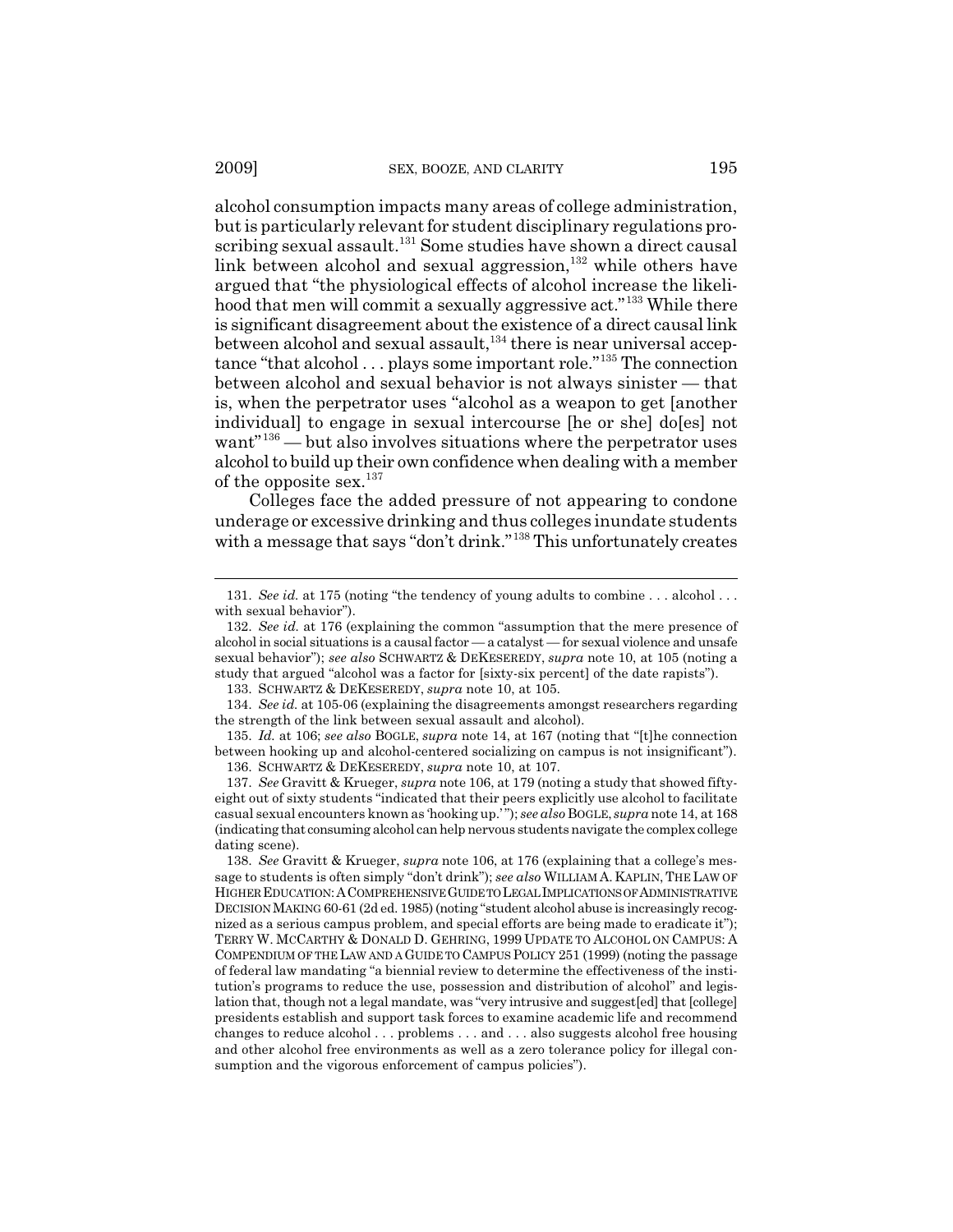alcohol consumption impacts many areas of college administration, but is particularly relevant for student disciplinary regulations proscribing sexual assault.[131] Some studies have shown a direct causal link between alcohol and sexual aggression,[132] while others have argued that "the physiological effects of alcohol increase the likelihood that men will commit a sexually aggressive act."[133] While there is significant disagreement about the existence of a direct causal link between alcohol and sexual assault,[134] there is near universal acceptance "that alcohol . . . plays some important role."[135] The connection between alcohol and sexual behavior is not always sinister — that is, when the perpetrator uses "alcohol as a weapon to get [another individual] to engage in sexual intercourse [he or she] do[es] not want"[136] — but also involves situations where the perpetrator uses alcohol to build up their own confidence when dealing with a member of the opposite sex.[137]

Colleges face the added pressure of not appearing to condone underage or excessive drinking and thus colleges inundate students with a message that says "don't drink."[138] This unfortunately creates

---

131. *See id.* at 175 (noting "the tendency of young adults to combine . . . alcohol . . . with sexual behavior").

132. *See id.* at 176 (explaining the common "assumption that the mere presence of alcohol in social situations is a causal factor — a catalyst — for sexual violence and unsafe sexual behavior"); *see also* SCHWARTZ & DEKESEREDY, *supra* note 10, at 105 (noting a study that argued "alcohol was a factor for [sixty-six percent] of the date rapists").

133. SCHWARTZ & DEKESEREDY, *supra* note 10, at 105.

134. *See id.* at 105-06 (explaining the disagreements amongst researchers regarding the strength of the link between sexual assault and alcohol).

135. *Id.* at 106; *see also* BOGLE, *supra* note 14, at 167 (noting that "[t]he connection between hooking up and alcohol-centered socializing on campus is not insignificant").

136. SCHWARTZ & DEKESEREDY, *supra* note 10, at 107.

137. *See* Gravitt & Krueger, *supra* note 106, at 179 (noting a study that showed fifty-eight out of sixty students "indicated that their peers explicitly use alcohol to facilitate casual sexual encounters known as 'hooking up.'"); *see also* BOGLE, *supra* note 14, at 168 (indicating that consuming alcohol can help nervous students navigate the complex college dating scene).

138. *See* Gravitt & Krueger, *supra* note 106, at 176 (explaining that a college's message to students is often simply "don't drink"); *see also* WILLIAM A. KAPLIN, THE LAW OF HIGHER EDUCATION: A COMPREHENSIVE GUIDE TO LEGAL IMPLICATIONS OF ADMINISTRATIVE DECISION MAKING 60-61 (2d ed. 1985) (noting "student alcohol abuse is increasingly recognized as a serious campus problem, and special efforts are being made to eradicate it"); TERRY W. MCCARTHY & DONALD D. GEHRING, 1999 UPDATE TO ALCOHOL ON CAMPUS: A COMPENDIUM OF THE LAW AND A GUIDE TO CAMPUS POLICY 251 (1999) (noting the passage of federal law mandating "a biennial review to determine the effectiveness of the institution's programs to reduce the use, possession and distribution of alcohol" and legislation that, though not a legal mandate, was "very intrusive and suggest[ed] that [college] presidents establish and support task forces to examine academic life and recommend changes to reduce alcohol . . . problems . . . and . . . also suggests alcohol free housing and other alcohol free environments as well as a zero tolerance policy for illegal consumption and the vigorous enforcement of campus policies").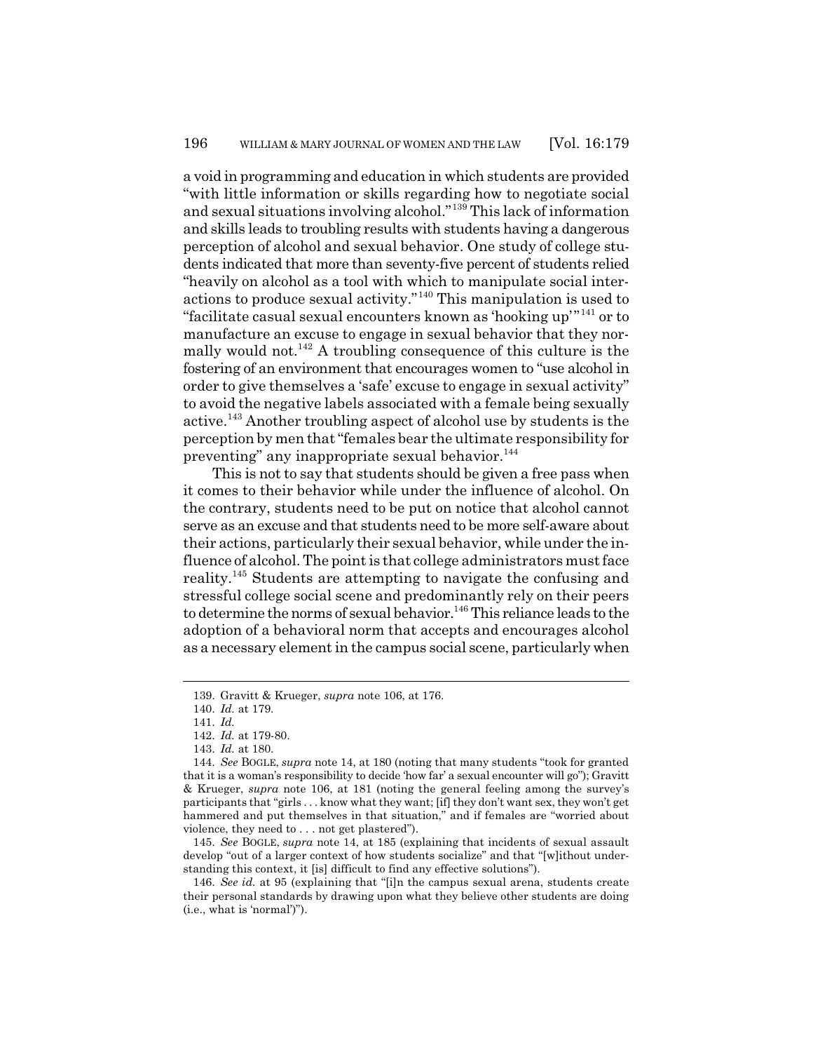a void in programming and education in which students are provided "with little information or skills regarding how to negotiate social and sexual situations involving alcohol."[139] This lack of information and skills leads to troubling results with students having a dangerous perception of alcohol and sexual behavior. One study of college students indicated that more than seventy-five percent of students relied "heavily on alcohol as a tool with which to manipulate social interactions to produce sexual activity."[140] This manipulation is used to "facilitate casual sexual encounters known as 'hooking up'"[141] or to manufacture an excuse to engage in sexual behavior that they normally would not.[142] A troubling consequence of this culture is the fostering of an environment that encourages women to "use alcohol in order to give themselves a 'safe' excuse to engage in sexual activity" to avoid the negative labels associated with a female being sexually active.[143] Another troubling aspect of alcohol use by students is the perception by men that "females bear the ultimate responsibility for preventing" any inappropriate sexual behavior.[144]

This is not to say that students should be given a free pass when it comes to their behavior while under the influence of alcohol. On the contrary, students need to be put on notice that alcohol cannot serve as an excuse and that students need to be more self-aware about their actions, particularly their sexual behavior, while under the influence of alcohol. The point is that college administrators must face reality.[145] Students are attempting to navigate the confusing and stressful college social scene and predominantly rely on their peers to determine the norms of sexual behavior.[146] This reliance leads to the adoption of a behavioral norm that accepts and encourages alcohol as a necessary element in the campus social scene, particularly when

---

139. Gravitt & Krueger, *supra* note 106, at 176.

140. *Id.* at 179.

141. *Id.*

142. *Id.* at 179-80.

143. *Id.* at 180.

144. *See* BOGLE, *supra* note 14, at 180 (noting that many students "took for granted that it is a woman's responsibility to decide 'how far' a sexual encounter will go"); Gravitt & Krueger, *supra* note 106, at 181 (noting the general feeling among the survey's participants that "girls . . . know what they want; [if] they don't want sex, they won't get hammered and put themselves in that situation," and if females are "worried about violence, they need to . . . not get plastered").

145. *See* BOGLE, *supra* note 14, at 185 (explaining that incidents of sexual assault develop "out of a larger context of how students socialize" and that "[w]ithout understanding this context, it [is] difficult to find any effective solutions").

146. *See id.* at 95 (explaining that "[i]n the campus sexual arena, students create their personal standards by drawing upon what they believe other students are doing (i.e., what is 'normal')").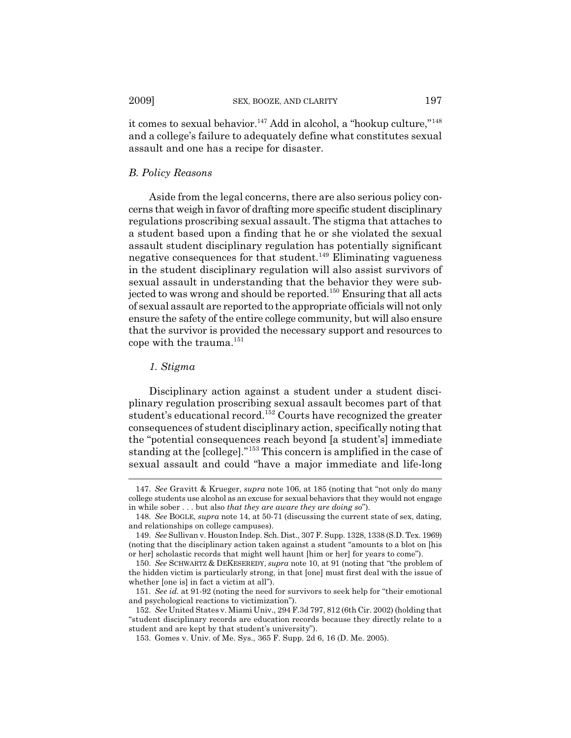it comes to sexual behavior.[147] Add in alcohol, a "hookup culture,"[148] and a college's failure to adequately define what constitutes sexual assault and one has a recipe for disaster.

### *B. Policy Reasons*

Aside from the legal concerns, there are also serious policy concerns that weigh in favor of drafting more specific student disciplinary regulations proscribing sexual assault. The stigma that attaches to a student based upon a finding that he or she violated the sexual assault student disciplinary regulation has potentially significant negative consequences for that student.[149] Eliminating vagueness in the student disciplinary regulation will also assist survivors of sexual assault in understanding that the behavior they were subjected to was wrong and should be reported.[150] Ensuring that all acts of sexual assault are reported to the appropriate officials will not only ensure the safety of the entire college community, but will also ensure that the survivor is provided the necessary support and resources to cope with the trauma.[151]

#### *1. Stigma*

Disciplinary action against a student under a student disciplinary regulation proscribing sexual assault becomes part of that student's educational record.[152] Courts have recognized the greater consequences of student disciplinary action, specifically noting that the "potential consequences reach beyond [a student's] immediate standing at the [college]."[153] This concern is amplified in the case of sexual assault and could "have a major immediate and life-long

---

147. *See* Gravitt & Krueger, *supra* note 106, at 185 (noting that "not only do many college students use alcohol as an excuse for sexual behaviors that they would not engage in while sober . . . but also *that they are aware they are doing so*").

148. *See* BOGLE, *supra* note 14, at 50-71 (discussing the current state of sex, dating, and relationships on college campuses).

149. *See* Sullivan v. Houston Indep. Sch. Dist., 307 F. Supp. 1328, 1338 (S.D. Tex. 1969) (noting that the disciplinary action taken against a student "amounts to a blot on [his or her] scholastic records that might well haunt [him or her] for years to come").

150. *See* SCHWARTZ & DEKESEREDY, *supra* note 10, at 91 (noting that "the problem of the hidden victim is particularly strong, in that [one] must first deal with the issue of whether [one is] in fact a victim at all").

151. *See id.* at 91-92 (noting the need for survivors to seek help for "their emotional and psychological reactions to victimization").

152. *See* United States v. Miami Univ., 294 F.3d 797, 812 (6th Cir. 2002) (holding that "student disciplinary records are education records because they directly relate to a student and are kept by that student's university").

153. Gomes v. Univ. of Me. Sys., 365 F. Supp. 2d 6, 16 (D. Me. 2005).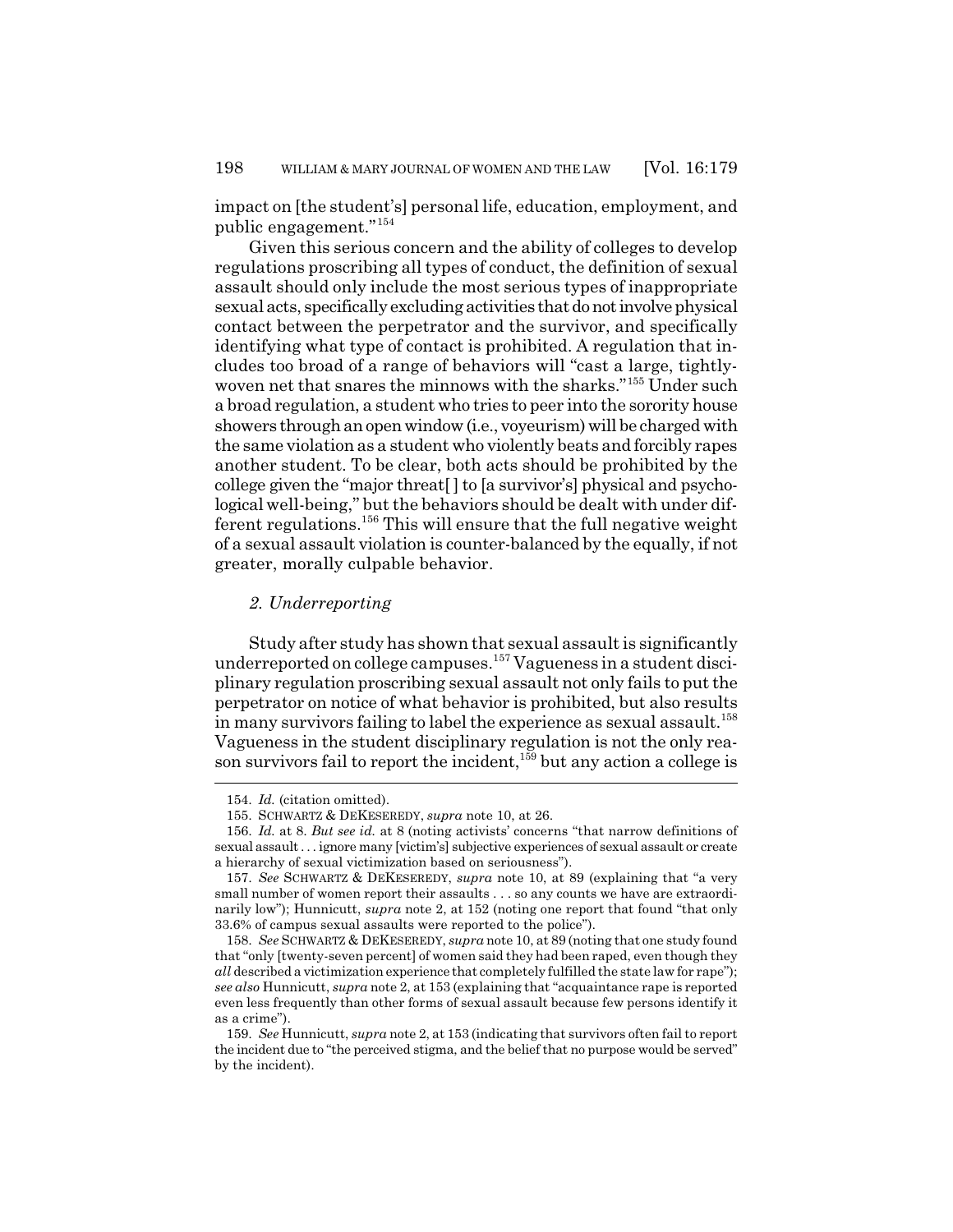impact on [the student's] personal life, education, employment, and public engagement."[154]

Given this serious concern and the ability of colleges to develop regulations proscribing all types of conduct, the definition of sexual assault should only include the most serious types of inappropriate sexual acts, specifically excluding activities that do not involve physical contact between the perpetrator and the survivor, and specifically identifying what type of contact is prohibited. A regulation that includes too broad of a range of behaviors will "cast a large, tightly-woven net that snares the minnows with the sharks."[155] Under such a broad regulation, a student who tries to peer into the sorority house showers through an open window (i.e., voyeurism) will be charged with the same violation as a student who violently beats and forcibly rapes another student. To be clear, both acts should be prohibited by the college given the "major threat[ ] to [a survivor's] physical and psychological well-being," but the behaviors should be dealt with under different regulations.[156] This will ensure that the full negative weight of a sexual assault violation is counter-balanced by the equally, if not greater, morally culpable behavior.

### *2. Underreporting*

Study after study has shown that sexual assault is significantly underreported on college campuses.[157] Vagueness in a student disciplinary regulation proscribing sexual assault not only fails to put the perpetrator on notice of what behavior is prohibited, but also results in many survivors failing to label the experience as sexual assault.[158] Vagueness in the student disciplinary regulation is not the only reason survivors fail to report the incident,[159] but any action a college is

---

154. *Id.* (citation omitted).

155. SCHWARTZ & DEKESEREDY, *supra* note 10, at 26.

156. *Id.* at 8. *But see id.* at 8 (noting activists' concerns "that narrow definitions of sexual assault . . . ignore many [victim's] subjective experiences of sexual assault or create a hierarchy of sexual victimization based on seriousness").

157. *See* SCHWARTZ & DEKESEREDY, *supra* note 10, at 89 (explaining that "a very small number of women report their assaults . . . so any counts we have are extraordinarily low"); Hunnicutt, *supra* note 2, at 152 (noting one report that found "that only 33.6% of campus sexual assaults were reported to the police").

158. *See* SCHWARTZ & DEKESEREDY, *supra* note 10, at 89 (noting that one study found that "only [twenty-seven percent] of women said they had been raped, even though they *all* described a victimization experience that completely fulfilled the state law for rape"); *see also* Hunnicutt, *supra* note 2, at 153 (explaining that "acquaintance rape is reported even less frequently than other forms of sexual assault because few persons identify it as a crime").

159. *See* Hunnicutt, *supra* note 2, at 153 (indicating that survivors often fail to report the incident due to "the perceived stigma, and the belief that no purpose would be served" by the incident).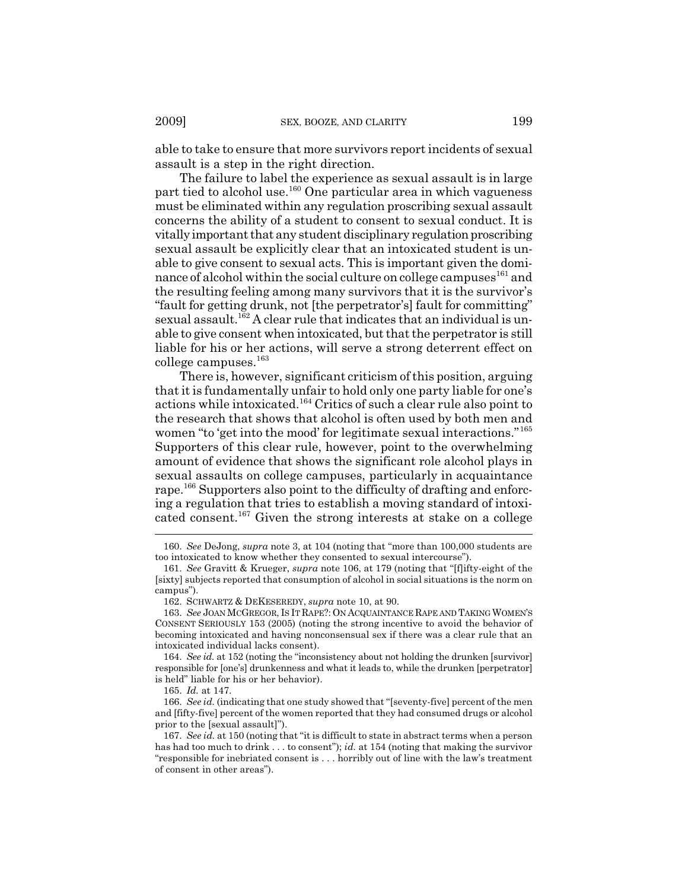able to take to ensure that more survivors report incidents of sexual assault is a step in the right direction.

The failure to label the experience as sexual assault is in large part tied to alcohol use.[160] One particular area in which vagueness must be eliminated within any regulation proscribing sexual assault concerns the ability of a student to consent to sexual conduct. It is vitally important that any student disciplinary regulation proscribing sexual assault be explicitly clear that an intoxicated student is unable to give consent to sexual acts. This is important given the dominance of alcohol within the social culture on college campuses[161] and the resulting feeling among many survivors that it is the survivor's "fault for getting drunk, not [the perpetrator's] fault for committing" sexual assault.[162] A clear rule that indicates that an individual is unable to give consent when intoxicated, but that the perpetrator is still liable for his or her actions, will serve a strong deterrent effect on college campuses.[163]

There is, however, significant criticism of this position, arguing that it is fundamentally unfair to hold only one party liable for one's actions while intoxicated.[164] Critics of such a clear rule also point to the research that shows that alcohol is often used by both men and women "to 'get into the mood' for legitimate sexual interactions."[165] Supporters of this clear rule, however, point to the overwhelming amount of evidence that shows the significant role alcohol plays in sexual assaults on college campuses, particularly in acquaintance rape.[166] Supporters also point to the difficulty of drafting and enforcing a regulation that tries to establish a moving standard of intoxicated consent.[167] Given the strong interests at stake on a college

---

160. *See* DeJong, *supra* note 3, at 104 (noting that "more than 100,000 students are too intoxicated to know whether they consented to sexual intercourse").

161. *See* Gravitt & Krueger, *supra* note 106, at 179 (noting that "[f]ifty-eight of the [sixty] subjects reported that consumption of alcohol in social situations is the norm on campus").

162. SCHWARTZ & DEKESEREDY, *supra* note 10, at 90.

163. *See* JOAN MCGREGOR, IS IT RAPE?: ON ACQUAINTANCE RAPE AND TAKING WOMEN'S CONSENT SERIOUSLY 153 (2005) (noting the strong incentive to avoid the behavior of becoming intoxicated and having nonconsensual sex if there was a clear rule that an intoxicated individual lacks consent).

164. *See id.* at 152 (noting the "inconsistency about not holding the drunken [survivor] responsible for [one's] drunkenness and what it leads to, while the drunken [perpetrator] is held" liable for his or her behavior).

165. *Id.* at 147.

166. *See id.* (indicating that one study showed that "[seventy-five] percent of the men and [fifty-five] percent of the women reported that they had consumed drugs or alcohol prior to the [sexual assault]").

167. *See id.* at 150 (noting that "it is difficult to state in abstract terms when a person has had too much to drink . . . to consent"); *id.* at 154 (noting that making the survivor "responsible for inebriated consent is . . . horribly out of line with the law's treatment of consent in other areas").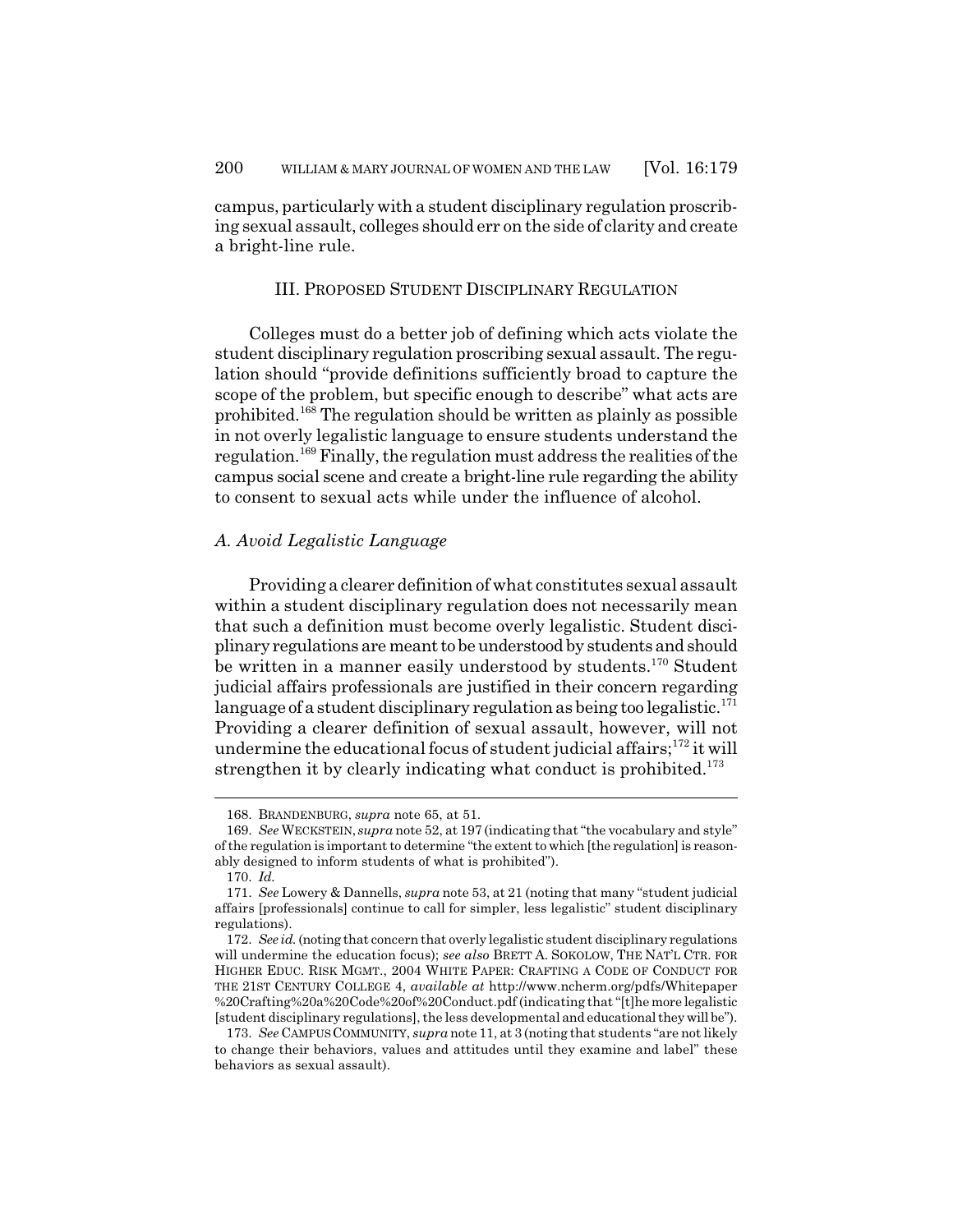campus, particularly with a student disciplinary regulation proscribing sexual assault, colleges should err on the side of clarity and create a bright-line rule.

## III. Proposed Student Disciplinary Regulation

Colleges must do a better job of defining which acts violate the student disciplinary regulation proscribing sexual assault. The regulation should "provide definitions sufficiently broad to capture the scope of the problem, but specific enough to describe" what acts are prohibited.[168] The regulation should be written as plainly as possible in not overly legalistic language to ensure students understand the regulation.[169] Finally, the regulation must address the realities of the campus social scene and create a bright-line rule regarding the ability to consent to sexual acts while under the influence of alcohol.

### *A. Avoid Legalistic Language*

Providing a clearer definition of what constitutes sexual assault within a student disciplinary regulation does not necessarily mean that such a definition must become overly legalistic. Student disciplinary regulations are meant to be understood by students and should be written in a manner easily understood by students.[170] Student judicial affairs professionals are justified in their concern regarding language of a student disciplinary regulation as being too legalistic.[171] Providing a clearer definition of sexual assault, however, will not undermine the educational focus of student judicial affairs;[172] it will strengthen it by clearly indicating what conduct is prohibited.[173]

---

168. BRANDENBURG, *supra* note 65, at 51.

169. *See* WECKSTEIN, *supra* note 52, at 197 (indicating that "the vocabulary and style" of the regulation is important to determine "the extent to which [the regulation] is reasonably designed to inform students of what is prohibited").

170. *Id.*

171. *See* Lowery & Dannells, *supra* note 53, at 21 (noting that many "student judicial affairs [professionals] continue to call for simpler, less legalistic" student disciplinary regulations).

172. *See id.* (noting that concern that overly legalistic student disciplinary regulations will undermine the education focus); *see also* BRETT A. SOKOLOW, THE NAT'L CTR. FOR HIGHER EDUC. RISK MGMT., 2004 WHITE PAPER: CRAFTING A CODE OF CONDUCT FOR THE 21ST CENTURY COLLEGE 4, *available at* http://www.ncherm.org/pdfs/Whitepaper%20Crafting%20a%20Code%20of%20Conduct.pdf (indicating that "[t]he more legalistic [student disciplinary regulations], the less developmental and educational they will be").

173. *See* CAMPUS COMMUNITY, *supra* note 11, at 3 (noting that students "are not likely to change their behaviors, values and attitudes until they examine and label" these behaviors as sexual assault).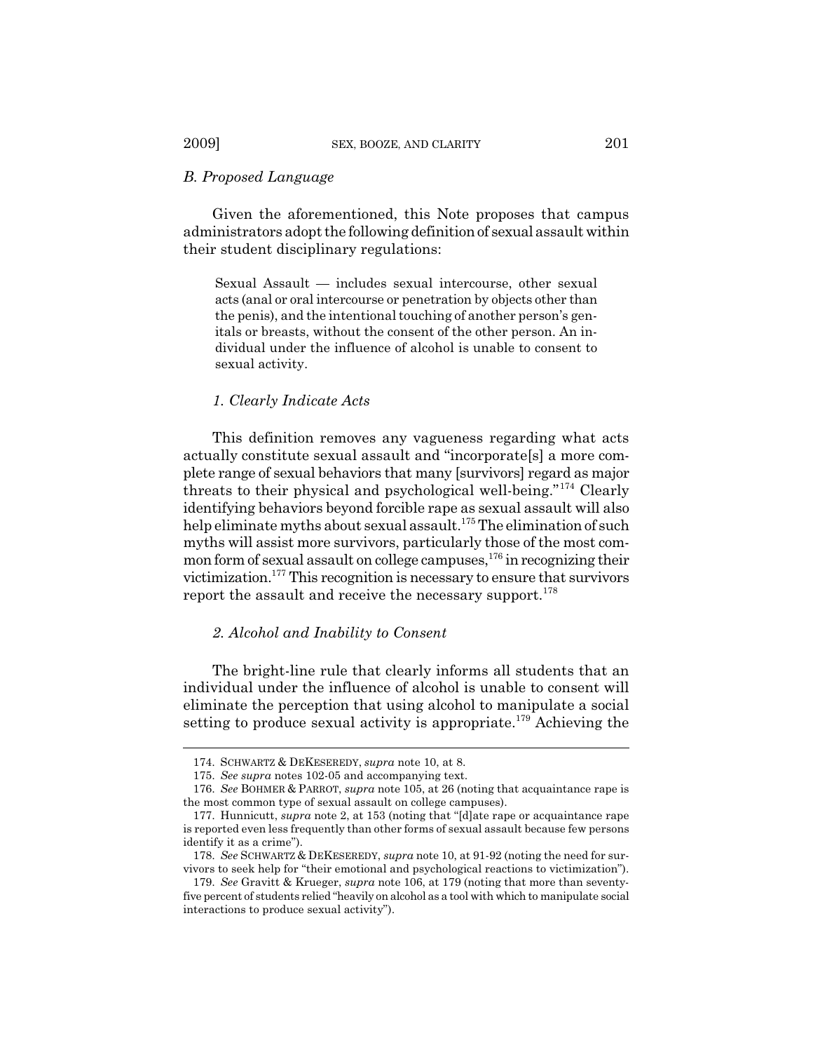### *B. Proposed Language*

Given the aforementioned, this Note proposes that campus administrators adopt the following definition of sexual assault within their student disciplinary regulations:

> Sexual Assault — includes sexual intercourse, other sexual acts (anal or oral intercourse or penetration by objects other than the penis), and the intentional touching of another person's genitals or breasts, without the consent of the other person. An individual under the influence of alcohol is unable to consent to sexual activity.

#### *1. Clearly Indicate Acts*

This definition removes any vagueness regarding what acts actually constitute sexual assault and "incorporate[s] a more complete range of sexual behaviors that many [survivors] regard as major threats to their physical and psychological well-being."[174] Clearly identifying behaviors beyond forcible rape as sexual assault will also help eliminate myths about sexual assault.[175] The elimination of such myths will assist more survivors, particularly those of the most common form of sexual assault on college campuses,[176] in recognizing their victimization.[177] This recognition is necessary to ensure that survivors report the assault and receive the necessary support.[178]

#### *2. Alcohol and Inability to Consent*

The bright-line rule that clearly informs all students that an individual under the influence of alcohol is unable to consent will eliminate the perception that using alcohol to manipulate a social setting to produce sexual activity is appropriate.[179] Achieving the

---

174. SCHWARTZ & DEKESEREDY, *supra* note 10, at 8.

175. *See supra* notes 102-05 and accompanying text.

176. *See* BOHMER & PARROT, *supra* note 105, at 26 (noting that acquaintance rape is the most common type of sexual assault on college campuses).

177. Hunnicutt, *supra* note 2, at 153 (noting that "[d]ate rape or acquaintance rape is reported even less frequently than other forms of sexual assault because few persons identify it as a crime").

178. *See* SCHWARTZ & DEKESEREDY, *supra* note 10, at 91-92 (noting the need for survivors to seek help for "their emotional and psychological reactions to victimization").

179. *See* Gravitt & Krueger, *supra* note 106, at 179 (noting that more than seventy-five percent of students relied "heavily on alcohol as a tool with which to manipulate social interactions to produce sexual activity").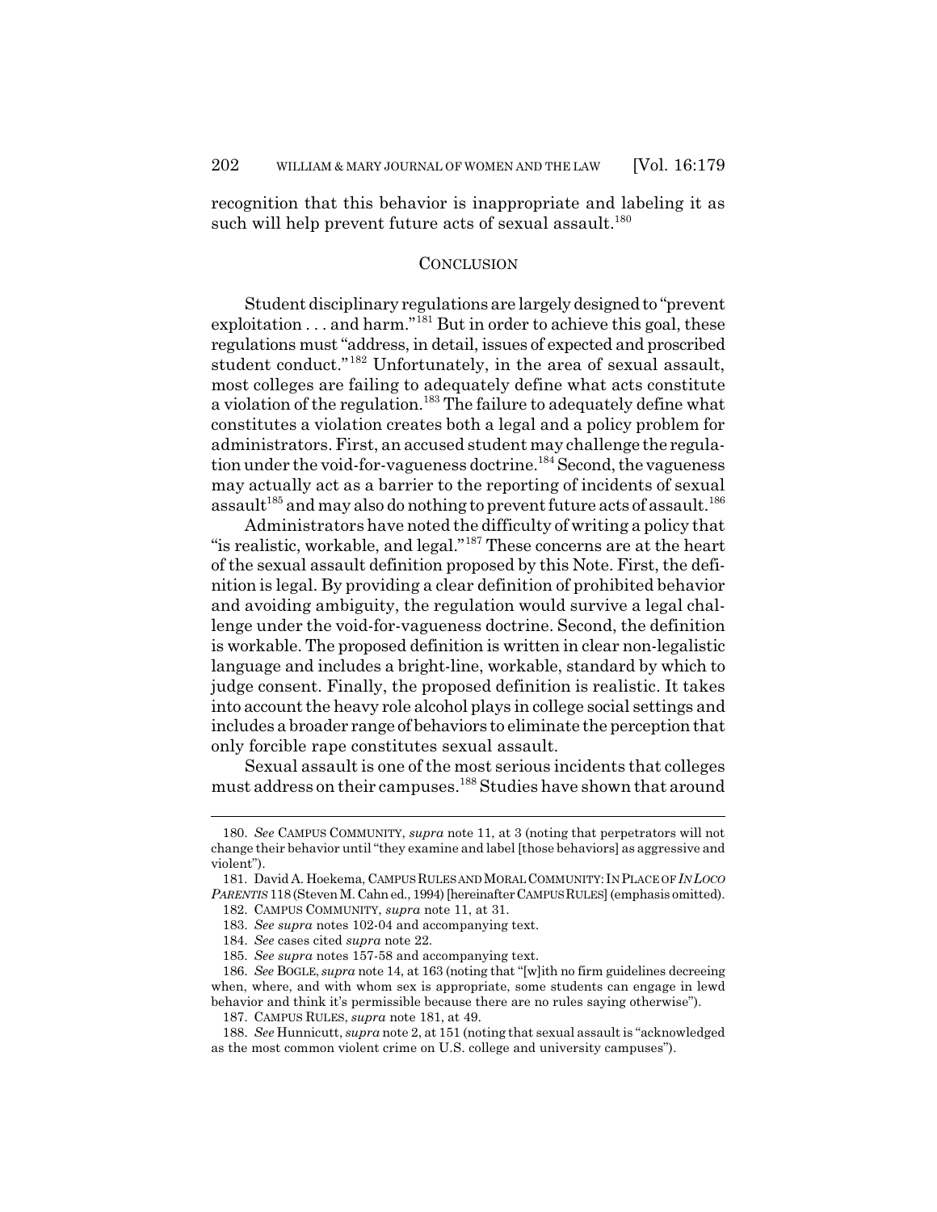recognition that this behavior is inappropriate and labeling it as such will help prevent future acts of sexual assault.[180]

## CONCLUSION

Student disciplinary regulations are largely designed to "prevent exploitation . . . and harm."[181] But in order to achieve this goal, these regulations must "address, in detail, issues of expected and proscribed student conduct."[182] Unfortunately, in the area of sexual assault, most colleges are failing to adequately define what acts constitute a violation of the regulation.[183] The failure to adequately define what constitutes a violation creates both a legal and a policy problem for administrators. First, an accused student may challenge the regulation under the void-for-vagueness doctrine.[184] Second, the vagueness may actually act as a barrier to the reporting of incidents of sexual assault[185] and may also do nothing to prevent future acts of assault.[186]

Administrators have noted the difficulty of writing a policy that "is realistic, workable, and legal."[187] These concerns are at the heart of the sexual assault definition proposed by this Note. First, the definition is legal. By providing a clear definition of prohibited behavior and avoiding ambiguity, the regulation would survive a legal challenge under the void-for-vagueness doctrine. Second, the definition is workable. The proposed definition is written in clear non-legalistic language and includes a bright-line, workable, standard by which to judge consent. Finally, the proposed definition is realistic. It takes into account the heavy role alcohol plays in college social settings and includes a broader range of behaviors to eliminate the perception that only forcible rape constitutes sexual assault.

Sexual assault is one of the most serious incidents that colleges must address on their campuses.[188] Studies have shown that around

---

180. *See* CAMPUS COMMUNITY, *supra* note 11, at 3 (noting that perpetrators will not change their behavior until "they examine and label [those behaviors] as aggressive and violent").

181. David A. Hoekema, CAMPUS RULES AND MORAL COMMUNITY: IN PLACE OF *IN LOCO PARENTIS* 118 (Steven M. Cahn ed., 1994) [hereinafter CAMPUS RULES] (emphasis omitted).

182. CAMPUS COMMUNITY, *supra* note 11, at 31.

183. *See supra* notes 102-04 and accompanying text.

184. *See* cases cited *supra* note 22.

185. *See supra* notes 157-58 and accompanying text.

186. *See* BOGLE, *supra* note 14, at 163 (noting that "[w]ith no firm guidelines decreeing when, where, and with whom sex is appropriate, some students can engage in lewd behavior and think it's permissible because there are no rules saying otherwise").

187. CAMPUS RULES, *supra* note 181, at 49.

188. *See* Hunnicutt, *supra* note 2, at 151 (noting that sexual assault is "acknowledged as the most common violent crime on U.S. college and university campuses").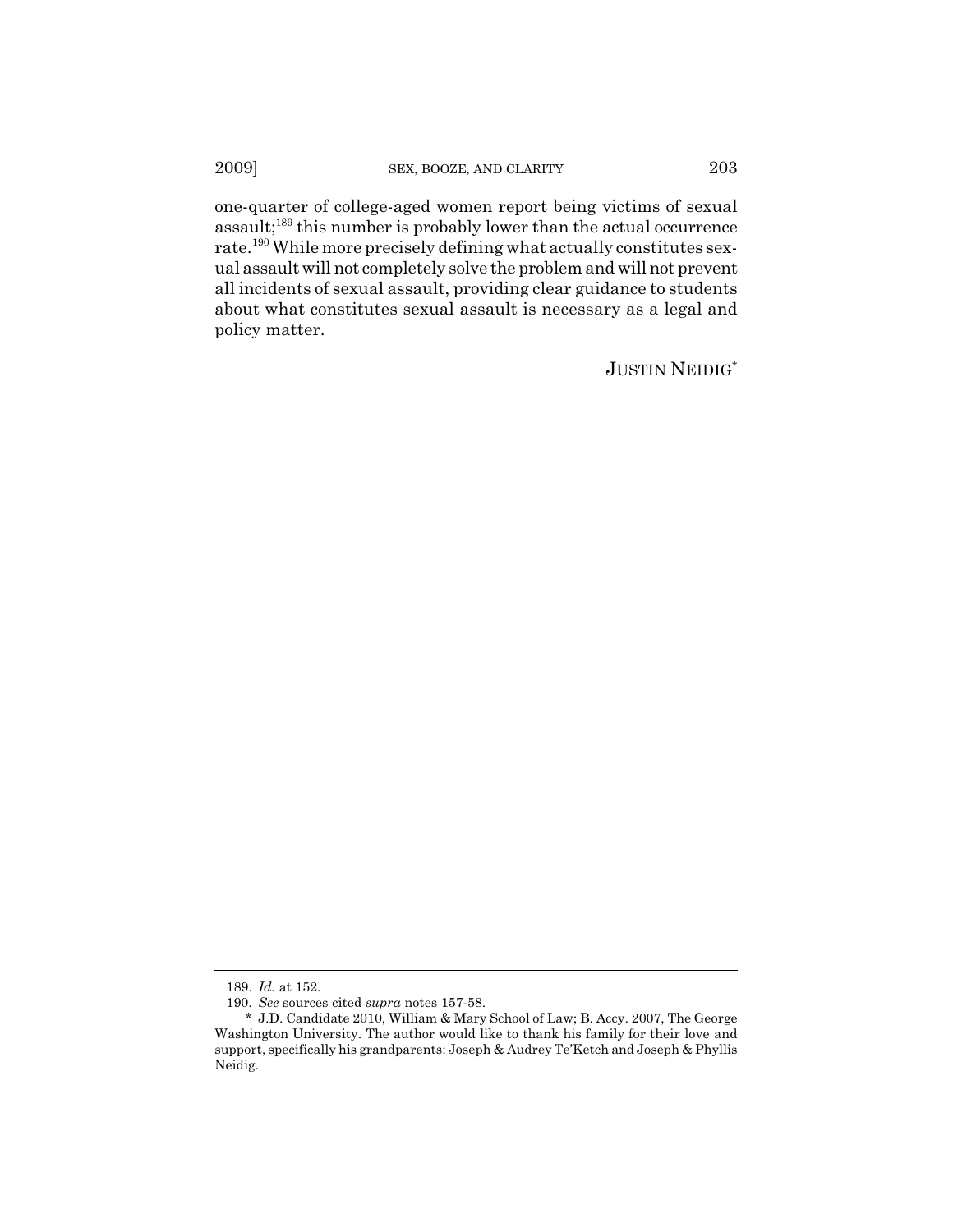one-quarter of college-aged women report being victims of sexual assault;[189] this number is probably lower than the actual occurrence rate.[190] While more precisely defining what actually constitutes sexual assault will not completely solve the problem and will not prevent all incidents of sexual assault, providing clear guidance to students about what constitutes sexual assault is necessary as a legal and policy matter.

JUSTIN NEIDIG[*]

---

189. *Id.* at 152.

190. *See* sources cited *supra* notes 157-58.

\* J.D. Candidate 2010, William & Mary School of Law; B. Accy. 2007, The George Washington University. The author would like to thank his family for their love and support, specifically his grandparents: Joseph & Audrey Te'Ketch and Joseph & Phyllis Neidig.